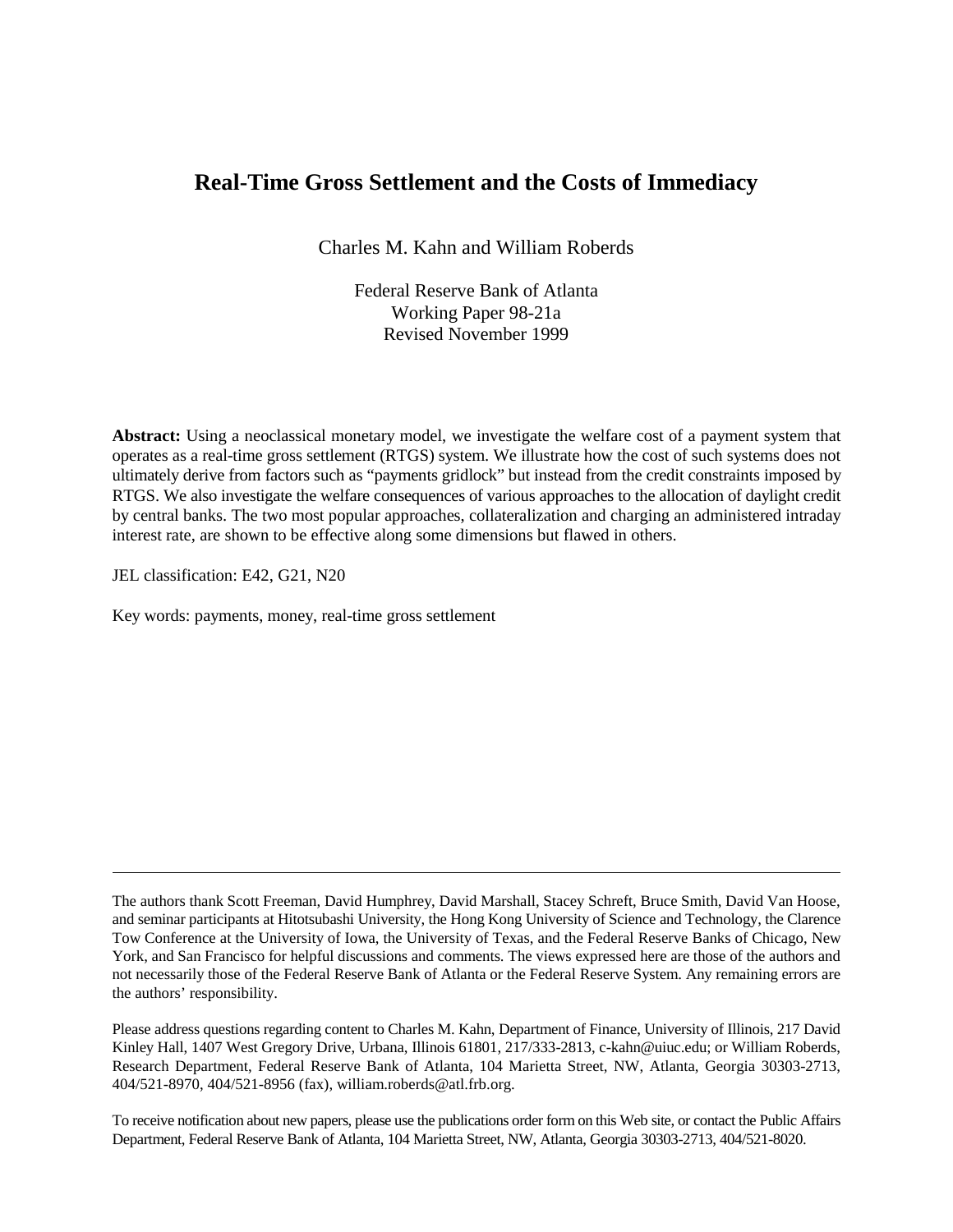# Real-Time Gross Settlement and the Costs of Immediacy

Charles M. Kahn and William Roberds

Federal Reserve Bank of Atlanta
Working Paper 98-21a
Revised November 1999

**Abstract:** Using a neoclassical monetary model, we investigate the welfare cost of a payment system that operates as a real-time gross settlement (RTGS) system. We illustrate how the cost of such systems does not ultimately derive from factors such as "payments gridlock" but instead from the credit constraints imposed by RTGS. We also investigate the welfare consequences of various approaches to the allocation of daylight credit by central banks. The two most popular approaches, collateralization and charging an administered intraday interest rate, are shown to be effective along some dimensions but flawed in others.

JEL classification: E42, G21, N20

Key words: payments, money, real-time gross settlement

---

The authors thank Scott Freeman, David Humphrey, David Marshall, Stacey Schreft, Bruce Smith, David Van Hoose, and seminar participants at Hitotsubashi University, the Hong Kong University of Science and Technology, the Clarence Tow Conference at the University of Iowa, the University of Texas, and the Federal Reserve Banks of Chicago, New York, and San Francisco for helpful discussions and comments. The views expressed here are those of the authors and not necessarily those of the Federal Reserve Bank of Atlanta or the Federal Reserve System. Any remaining errors are the authors' responsibility.

Please address questions regarding content to Charles M. Kahn, Department of Finance, University of Illinois, 217 David Kinley Hall, 1407 West Gregory Drive, Urbana, Illinois 61801, 217/333-2813, c-kahn@uiuc.edu; or William Roberds, Research Department, Federal Reserve Bank of Atlanta, 104 Marietta Street, NW, Atlanta, Georgia 30303-2713, 404/521-8970, 404/521-8956 (fax), william.roberds@atl.frb.org.

To receive notification about new papers, please use the publications order form on this Web site, or contact the Public Affairs Department, Federal Reserve Bank of Atlanta, 104 Marietta Street, NW, Atlanta, Georgia 30303-2713, 404/521-8020.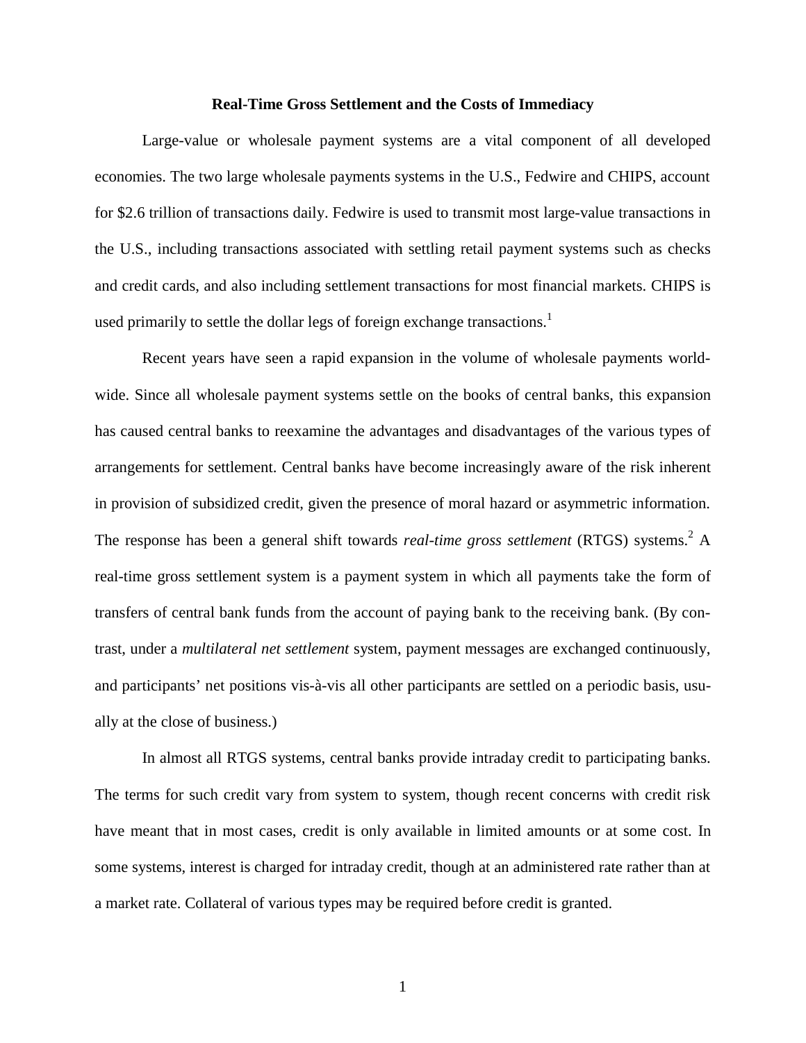**Real-Time Gross Settlement and the Costs of Immediacy**

Large-value or wholesale payment systems are a vital component of all developed economies. The two large wholesale payments systems in the U.S., Fedwire and CHIPS, account for \$2.6 trillion of transactions daily. Fedwire is used to transmit most large-value transactions in the U.S., including transactions associated with settling retail payment systems such as checks and credit cards, and also including settlement transactions for most financial markets. CHIPS is used primarily to settle the dollar legs of foreign exchange transactions.[1]

Recent years have seen a rapid expansion in the volume of wholesale payments world-wide. Since all wholesale payment systems settle on the books of central banks, this expansion has caused central banks to reexamine the advantages and disadvantages of the various types of arrangements for settlement. Central banks have become increasingly aware of the risk inherent in provision of subsidized credit, given the presence of moral hazard or asymmetric information. The response has been a general shift towards *real-time gross settlement* (RTGS) systems.[2] A real-time gross settlement system is a payment system in which all payments take the form of transfers of central bank funds from the account of paying bank to the receiving bank. (By contrast, under a *multilateral net settlement* system, payment messages are exchanged continuously, and participants' net positions vis-à-vis all other participants are settled on a periodic basis, usually at the close of business.)

In almost all RTGS systems, central banks provide intraday credit to participating banks. The terms for such credit vary from system to system, though recent concerns with credit risk have meant that in most cases, credit is only available in limited amounts or at some cost. In some systems, interest is charged for intraday credit, though at an administered rate rather than at a market rate. Collateral of various types may be required before credit is granted.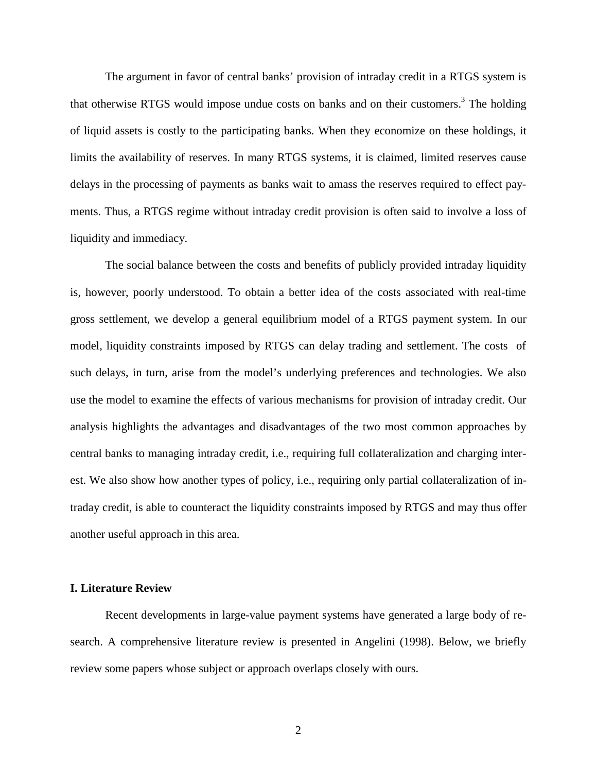The argument in favor of central banks' provision of intraday credit in a RTGS system is that otherwise RTGS would impose undue costs on banks and on their customers.[3] The holding of liquid assets is costly to the participating banks. When they economize on these holdings, it limits the availability of reserves. In many RTGS systems, it is claimed, limited reserves cause delays in the processing of payments as banks wait to amass the reserves required to effect payments. Thus, a RTGS regime without intraday credit provision is often said to involve a loss of liquidity and immediacy.

The social balance between the costs and benefits of publicly provided intraday liquidity is, however, poorly understood. To obtain a better idea of the costs associated with real-time gross settlement, we develop a general equilibrium model of a RTGS payment system. In our model, liquidity constraints imposed by RTGS can delay trading and settlement. The costs of such delays, in turn, arise from the model's underlying preferences and technologies. We also use the model to examine the effects of various mechanisms for provision of intraday credit. Our analysis highlights the advantages and disadvantages of the two most common approaches by central banks to managing intraday credit, i.e., requiring full collateralization and charging interest. We also show how another types of policy, i.e., requiring only partial collateralization of intraday credit, is able to counteract the liquidity constraints imposed by RTGS and may thus offer another useful approach in this area.

## I. Literature Review

Recent developments in large-value payment systems have generated a large body of research. A comprehensive literature review is presented in Angelini (1998). Below, we briefly review some papers whose subject or approach overlaps closely with ours.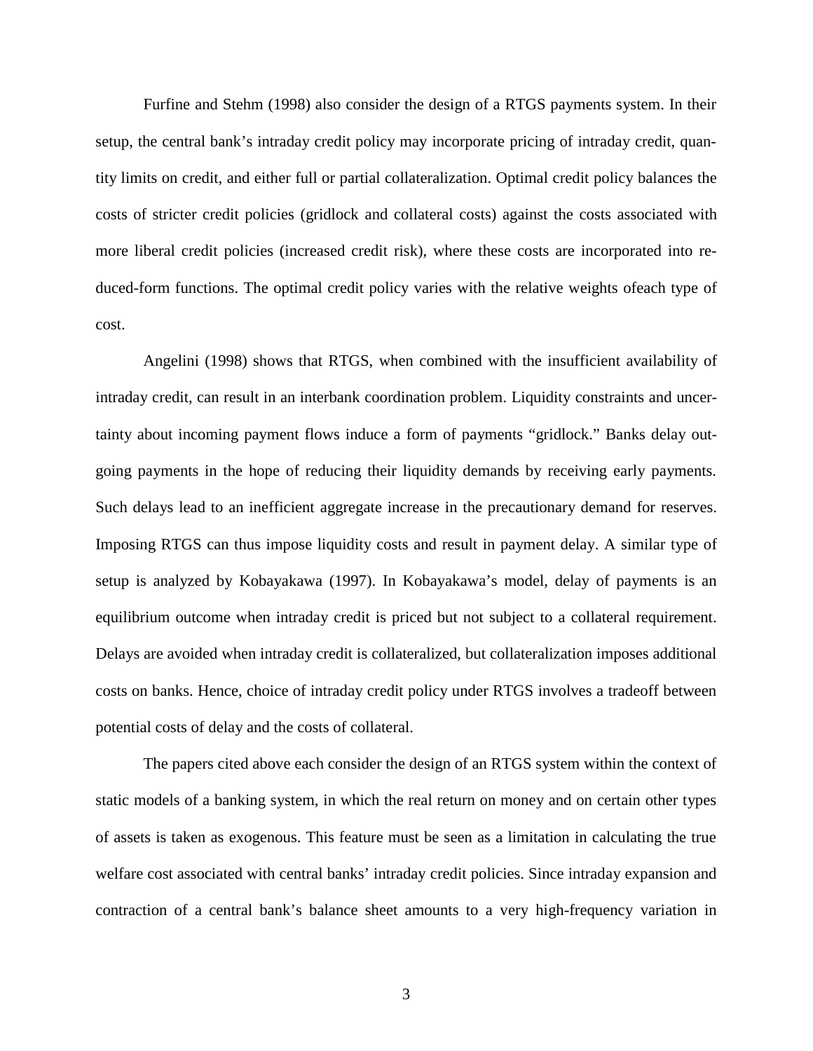Furfine and Stehm (1998) also consider the design of a RTGS payments system. In their setup, the central bank's intraday credit policy may incorporate pricing of intraday credit, quantity limits on credit, and either full or partial collateralization. Optimal credit policy balances the costs of stricter credit policies (gridlock and collateral costs) against the costs associated with more liberal credit policies (increased credit risk), where these costs are incorporated into reduced-form functions. The optimal credit policy varies with the relative weights ofeach type of cost.

Angelini (1998) shows that RTGS, when combined with the insufficient availability of intraday credit, can result in an interbank coordination problem. Liquidity constraints and uncertainty about incoming payment flows induce a form of payments "gridlock." Banks delay outgoing payments in the hope of reducing their liquidity demands by receiving early payments. Such delays lead to an inefficient aggregate increase in the precautionary demand for reserves. Imposing RTGS can thus impose liquidity costs and result in payment delay. A similar type of setup is analyzed by Kobayakawa (1997). In Kobayakawa's model, delay of payments is an equilibrium outcome when intraday credit is priced but not subject to a collateral requirement. Delays are avoided when intraday credit is collateralized, but collateralization imposes additional costs on banks. Hence, choice of intraday credit policy under RTGS involves a tradeoff between potential costs of delay and the costs of collateral.

The papers cited above each consider the design of an RTGS system within the context of static models of a banking system, in which the real return on money and on certain other types of assets is taken as exogenous. This feature must be seen as a limitation in calculating the true welfare cost associated with central banks' intraday credit policies. Since intraday expansion and contraction of a central bank's balance sheet amounts to a very high-frequency variation in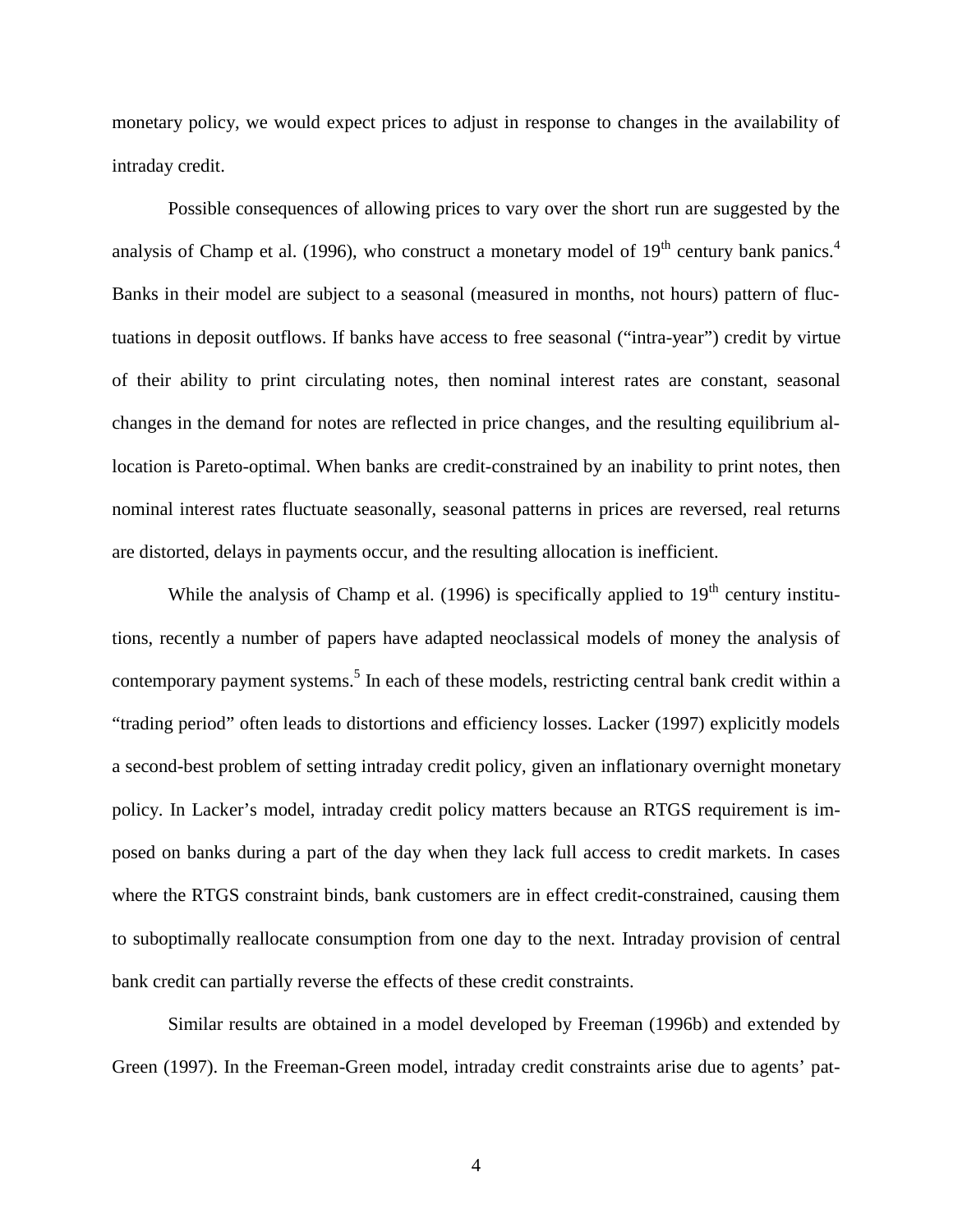monetary policy, we would expect prices to adjust in response to changes in the availability of intraday credit.

Possible consequences of allowing prices to vary over the short run are suggested by the analysis of Champ et al. (1996), who construct a monetary model of 19th century bank panics.[4] Banks in their model are subject to a seasonal (measured in months, not hours) pattern of fluctuations in deposit outflows. If banks have access to free seasonal ("intra-year") credit by virtue of their ability to print circulating notes, then nominal interest rates are constant, seasonal changes in the demand for notes are reflected in price changes, and the resulting equilibrium allocation is Pareto-optimal. When banks are credit-constrained by an inability to print notes, then nominal interest rates fluctuate seasonally, seasonal patterns in prices are reversed, real returns are distorted, delays in payments occur, and the resulting allocation is inefficient.

While the analysis of Champ et al. (1996) is specifically applied to 19th century institutions, recently a number of papers have adapted neoclassical models of money the analysis of contemporary payment systems.[5] In each of these models, restricting central bank credit within a "trading period" often leads to distortions and efficiency losses. Lacker (1997) explicitly models a second-best problem of setting intraday credit policy, given an inflationary overnight monetary policy. In Lacker's model, intraday credit policy matters because an RTGS requirement is imposed on banks during a part of the day when they lack full access to credit markets. In cases where the RTGS constraint binds, bank customers are in effect credit-constrained, causing them to suboptimally reallocate consumption from one day to the next. Intraday provision of central bank credit can partially reverse the effects of these credit constraints.

Similar results are obtained in a model developed by Freeman (1996b) and extended by Green (1997). In the Freeman-Green model, intraday credit constraints arise due to agents' pat-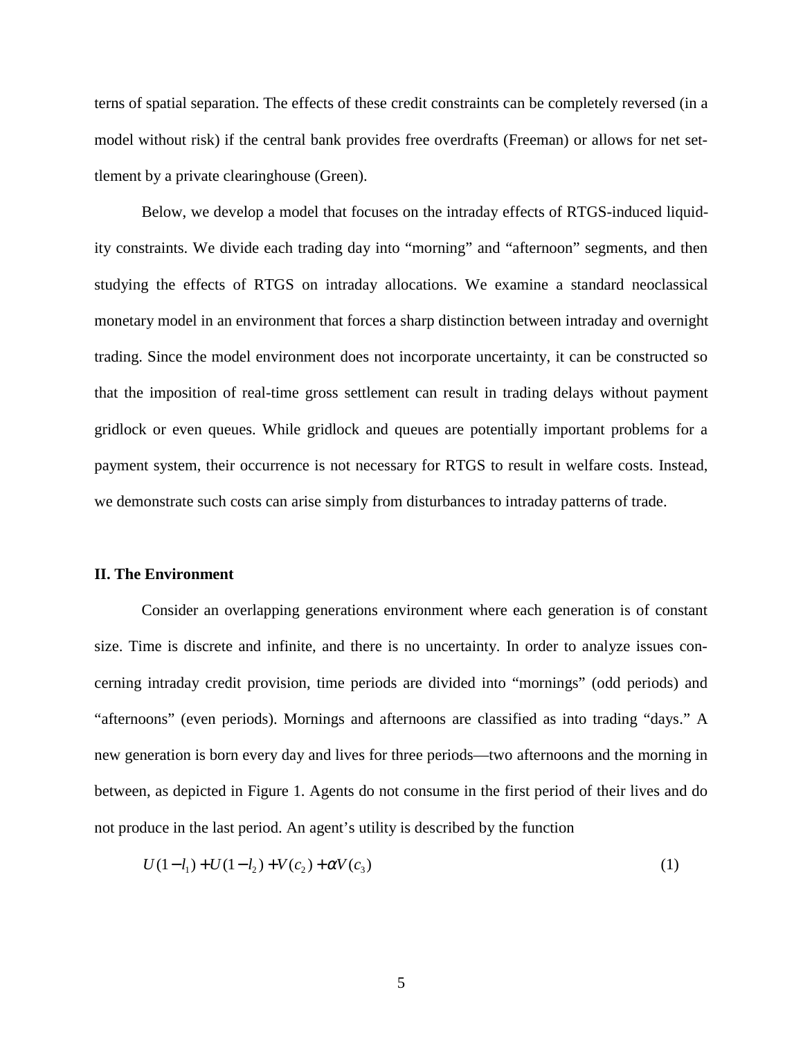terns of spatial separation. The effects of these credit constraints can be completely reversed (in a model without risk) if the central bank provides free overdrafts (Freeman) or allows for net settlement by a private clearinghouse (Green).

Below, we develop a model that focuses on the intraday effects of RTGS-induced liquidity constraints. We divide each trading day into "morning" and "afternoon" segments, and then studying the effects of RTGS on intraday allocations. We examine a standard neoclassical monetary model in an environment that forces a sharp distinction between intraday and overnight trading. Since the model environment does not incorporate uncertainty, it can be constructed so that the imposition of real-time gross settlement can result in trading delays without payment gridlock or even queues. While gridlock and queues are potentially important problems for a payment system, their occurrence is not necessary for RTGS to result in welfare costs. Instead, we demonstrate such costs can arise simply from disturbances to intraday patterns of trade.

## II. The Environment

Consider an overlapping generations environment where each generation is of constant size. Time is discrete and infinite, and there is no uncertainty. In order to analyze issues concerning intraday credit provision, time periods are divided into "mornings" (odd periods) and "afternoons" (even periods). Mornings and afternoons are classified as into trading "days." A new generation is born every day and lives for three periods—two afternoons and the morning in between, as depicted in Figure 1. Agents do not consume in the first period of their lives and do not produce in the last period. An agent's utility is described by the function

$$U(1-l_1)+U(1-l_2)+V(c_2)+\alpha V(c_3) \tag{1}$$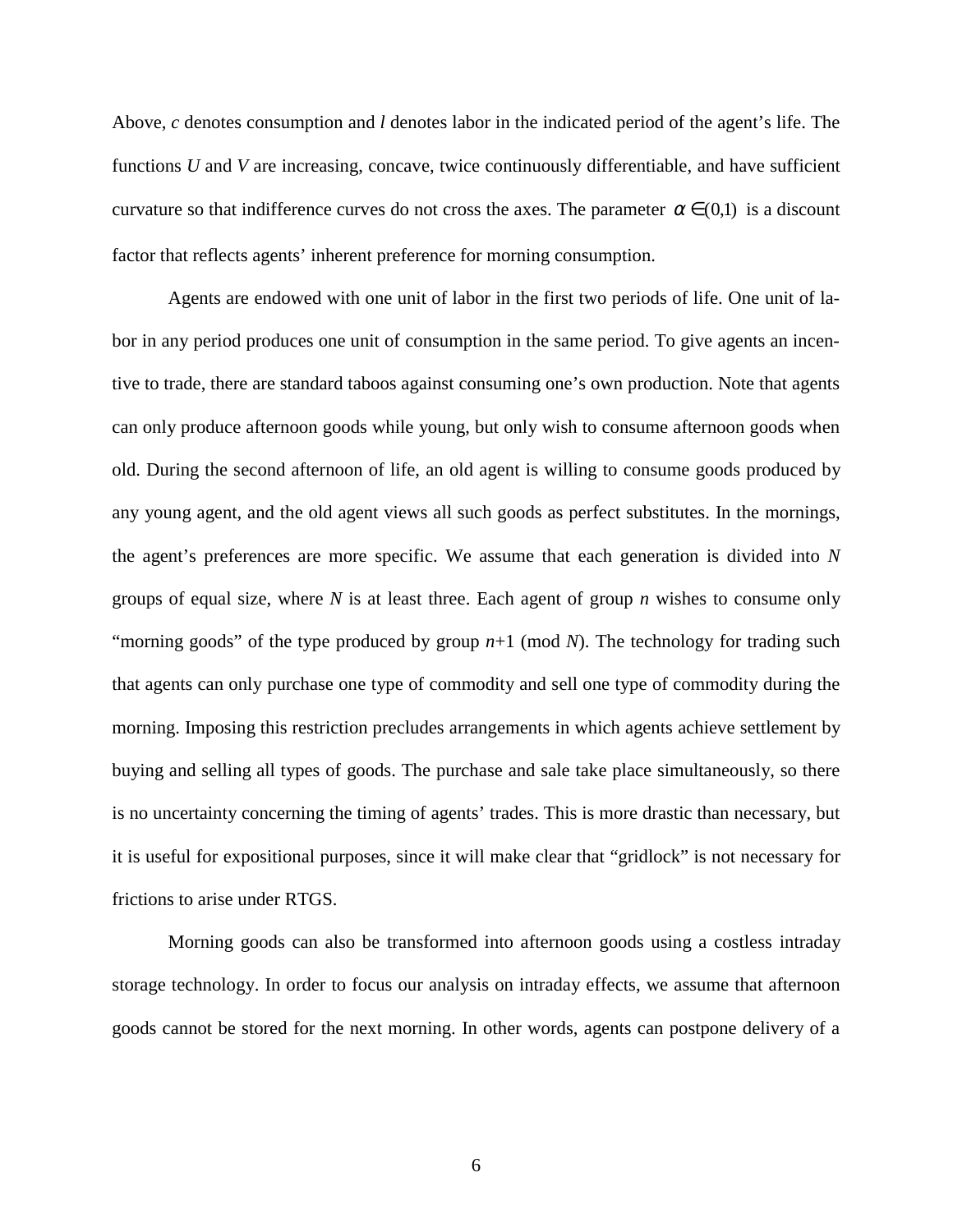Above, $c$ denotes consumption and $l$ denotes labor in the indicated period of the agent's life. The functions $U$ and $V$ are increasing, concave, twice continuously differentiable, and have sufficient curvature so that indifference curves do not cross the axes. The parameter $\alpha \in (0,1)$ is a discount factor that reflects agents' inherent preference for morning consumption.

Agents are endowed with one unit of labor in the first two periods of life. One unit of labor in any period produces one unit of consumption in the same period. To give agents an incentive to trade, there are standard taboos against consuming one's own production. Note that agents can only produce afternoon goods while young, but only wish to consume afternoon goods when old. During the second afternoon of life, an old agent is willing to consume goods produced by any young agent, and the old agent views all such goods as perfect substitutes. In the mornings, the agent's preferences are more specific. We assume that each generation is divided into $N$ groups of equal size, where $N$ is at least three. Each agent of group $n$ wishes to consume only "morning goods" of the type produced by group $n$+1 (mod $N$). The technology for trading such that agents can only purchase one type of commodity and sell one type of commodity during the morning. Imposing this restriction precludes arrangements in which agents achieve settlement by buying and selling all types of goods. The purchase and sale take place simultaneously, so there is no uncertainty concerning the timing of agents' trades. This is more drastic than necessary, but it is useful for expositional purposes, since it will make clear that "gridlock" is not necessary for frictions to arise under RTGS.

Morning goods can also be transformed into afternoon goods using a costless intraday storage technology. In order to focus our analysis on intraday effects, we assume that afternoon goods cannot be stored for the next morning. In other words, agents can postpone delivery of a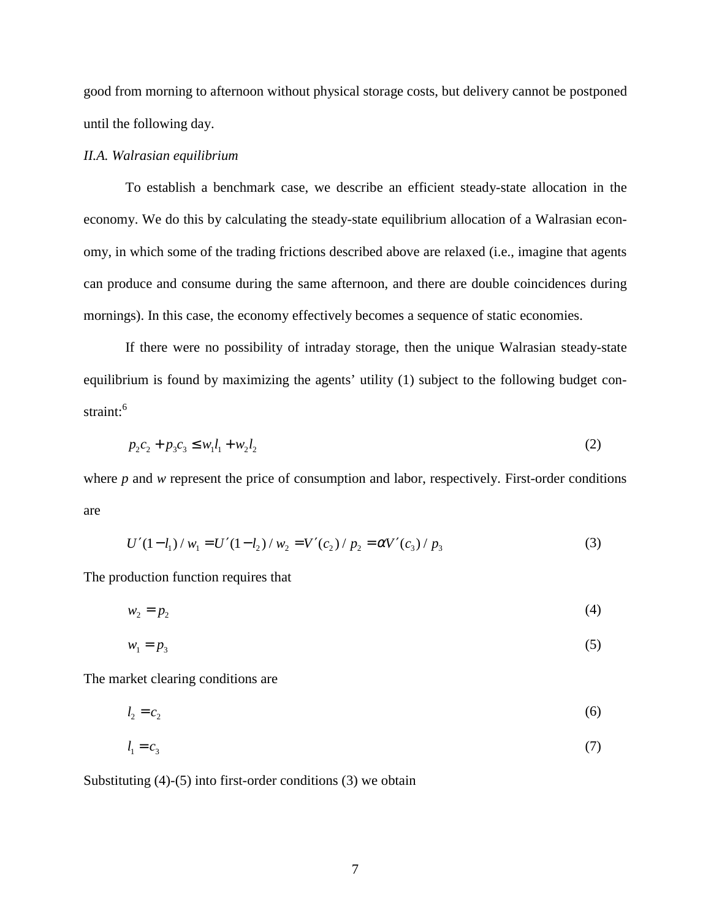good from morning to afternoon without physical storage costs, but delivery cannot be postponed until the following day.

*II.A. Walrasian equilibrium*

To establish a benchmark case, we describe an efficient steady-state allocation in the economy. We do this by calculating the steady-state equilibrium allocation of a Walrasian economy, in which some of the trading frictions described above are relaxed (i.e., imagine that agents can produce and consume during the same afternoon, and there are double coincidences during mornings). In this case, the economy effectively becomes a sequence of static economies.

If there were no possibility of intraday storage, then the unique Walrasian steady-state equilibrium is found by maximizing the agents' utility (1) subject to the following budget constraint:[6]

$$p_2 c_2 + p_3 c_3 \leq w_1 l_1 + w_2 l_2 \tag{2}$$

where $p$ and $w$ represent the price of consumption and labor, respectively. First-order conditions are

$$U'(1-l_1)/w_1 = U'(1-l_2)/w_2 = V'(c_2)/p_2 = \alpha V'(c_3)/p_3 \tag{3}$$

The production function requires that

$$w_2 = p_2 \tag{4}$$

$$w_1 = p_3 \tag{5}$$

The market clearing conditions are

$$l_2 = c_2 \tag{6}$$

$$l_1 = c_3 \tag{7}$$

Substituting (4)-(5) into first-order conditions (3) we obtain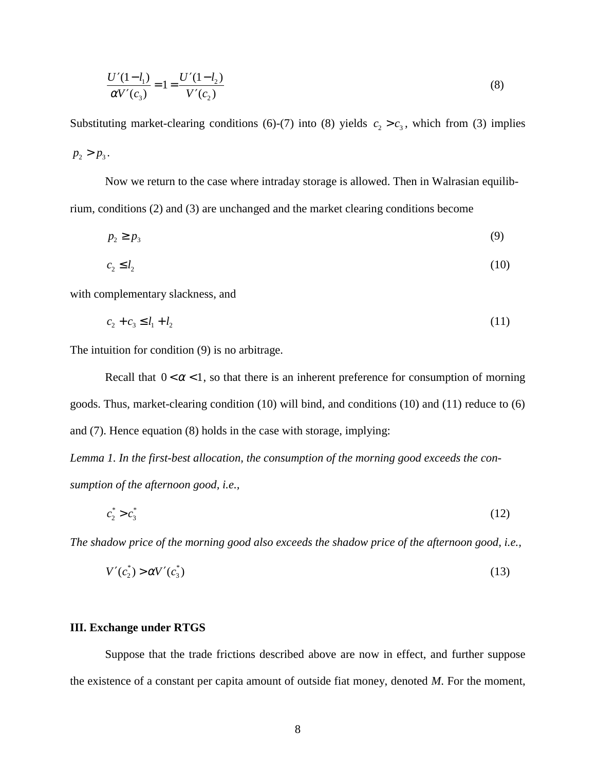$$\frac{U'(1-l_1)}{\alpha V'(c_3)} = 1 = \frac{U'(1-l_2)}{V'(c_2)} \tag{8}$$

Substituting market-clearing conditions (6)-(7) into (8) yields $c_2 > c_3$, which from (3) implies $p_2 > p_3$.

Now we return to the case where intraday storage is allowed. Then in Walrasian equilibrium, conditions (2) and (3) are unchanged and the market clearing conditions become

$$p_2 \geq p_3 \tag{9}$$

$$c_2 \leq l_2 \tag{10}$$

with complementary slackness, and

$$c_2 + c_3 \leq l_1 + l_2 \tag{11}$$

The intuition for condition (9) is no arbitrage.

Recall that $0 < \alpha < 1$, so that there is an inherent preference for consumption of morning goods. Thus, market-clearing condition (10) will bind, and conditions (10) and (11) reduce to (6) and (7). Hence equation (8) holds in the case with storage, implying:

*Lemma 1. In the first-best allocation, the consumption of the morning good exceeds the consumption of the afternoon good, i.e.,*

$$c_2^* > c_3^* \tag{12}$$

*The shadow price of the morning good also exceeds the shadow price of the afternoon good, i.e.,*

$$V'(c_2^*) > \alpha V'(c_3^*) \tag{13}$$

## III. Exchange under RTGS

Suppose that the trade frictions described above are now in effect, and further suppose the existence of a constant per capita amount of outside fiat money, denoted *M*. For the moment,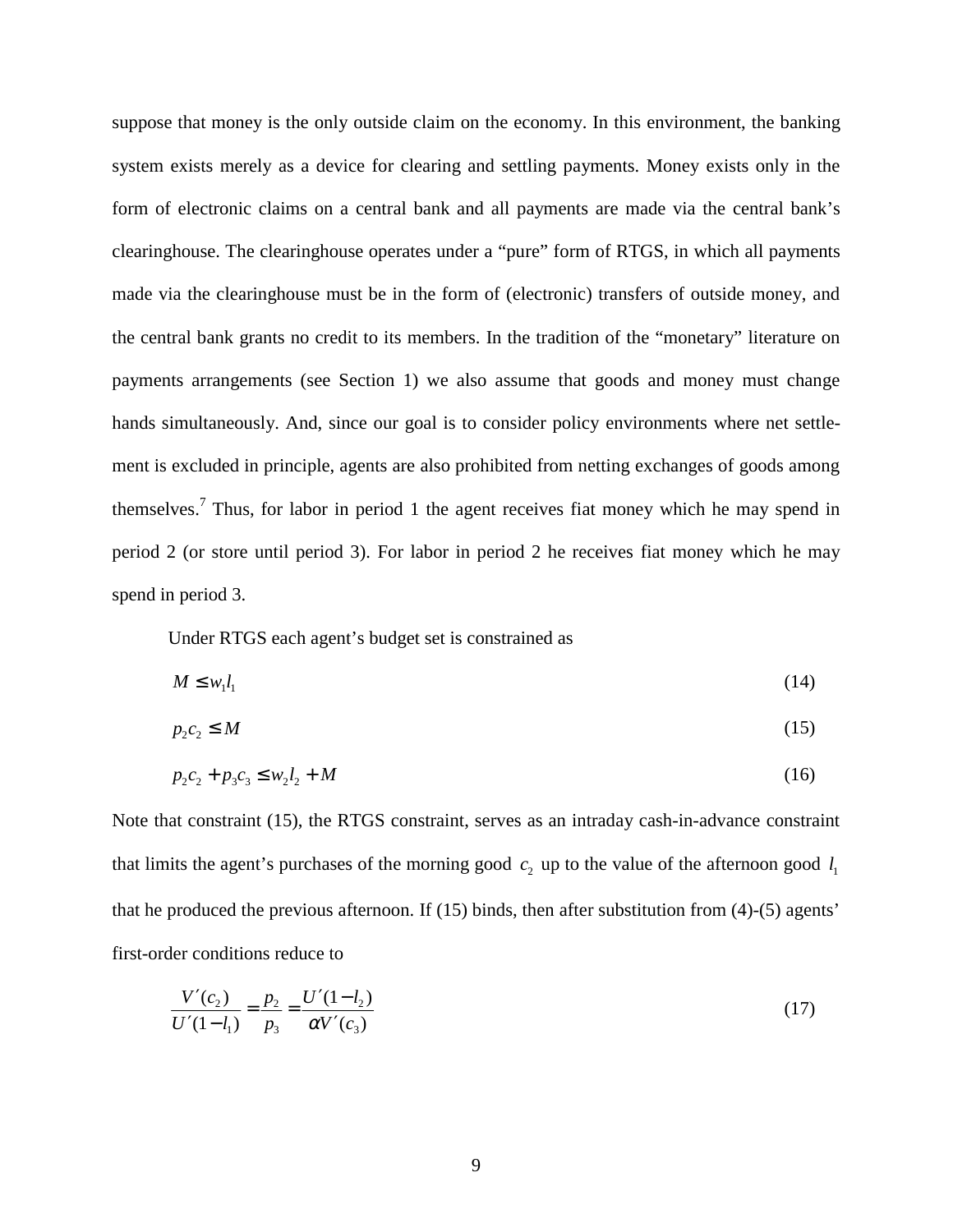suppose that money is the only outside claim on the economy. In this environment, the banking system exists merely as a device for clearing and settling payments. Money exists only in the form of electronic claims on a central bank and all payments are made via the central bank's clearinghouse. The clearinghouse operates under a "pure" form of RTGS, in which all payments made via the clearinghouse must be in the form of (electronic) transfers of outside money, and the central bank grants no credit to its members. In the tradition of the "monetary" literature on payments arrangements (see Section 1) we also assume that goods and money must change hands simultaneously. And, since our goal is to consider policy environments where net settlement is excluded in principle, agents are also prohibited from netting exchanges of goods among themselves.[7] Thus, for labor in period 1 the agent receives fiat money which he may spend in period 2 (or store until period 3). For labor in period 2 he receives fiat money which he may spend in period 3.

Under RTGS each agent's budget set is constrained as

$$M \leq w_1 l_1 \tag{14}$$

$$p_2 c_2 \leq M \tag{15}$$

$$p_2 c_2 + p_3 c_3 \leq w_2 l_2 + M \tag{16}$$

Note that constraint (15), the RTGS constraint, serves as an intraday cash-in-advance constraint that limits the agent's purchases of the morning good $c_2$ up to the value of the afternoon good $l_1$ that he produced the previous afternoon. If (15) binds, then after substitution from (4)-(5) agents' first-order conditions reduce to

$$\frac{V'(c_2)}{U'(1-l_1)} = \frac{p_2}{p_3} = \frac{U'(1-l_2)}{\alpha V'(c_3)} \tag{17}$$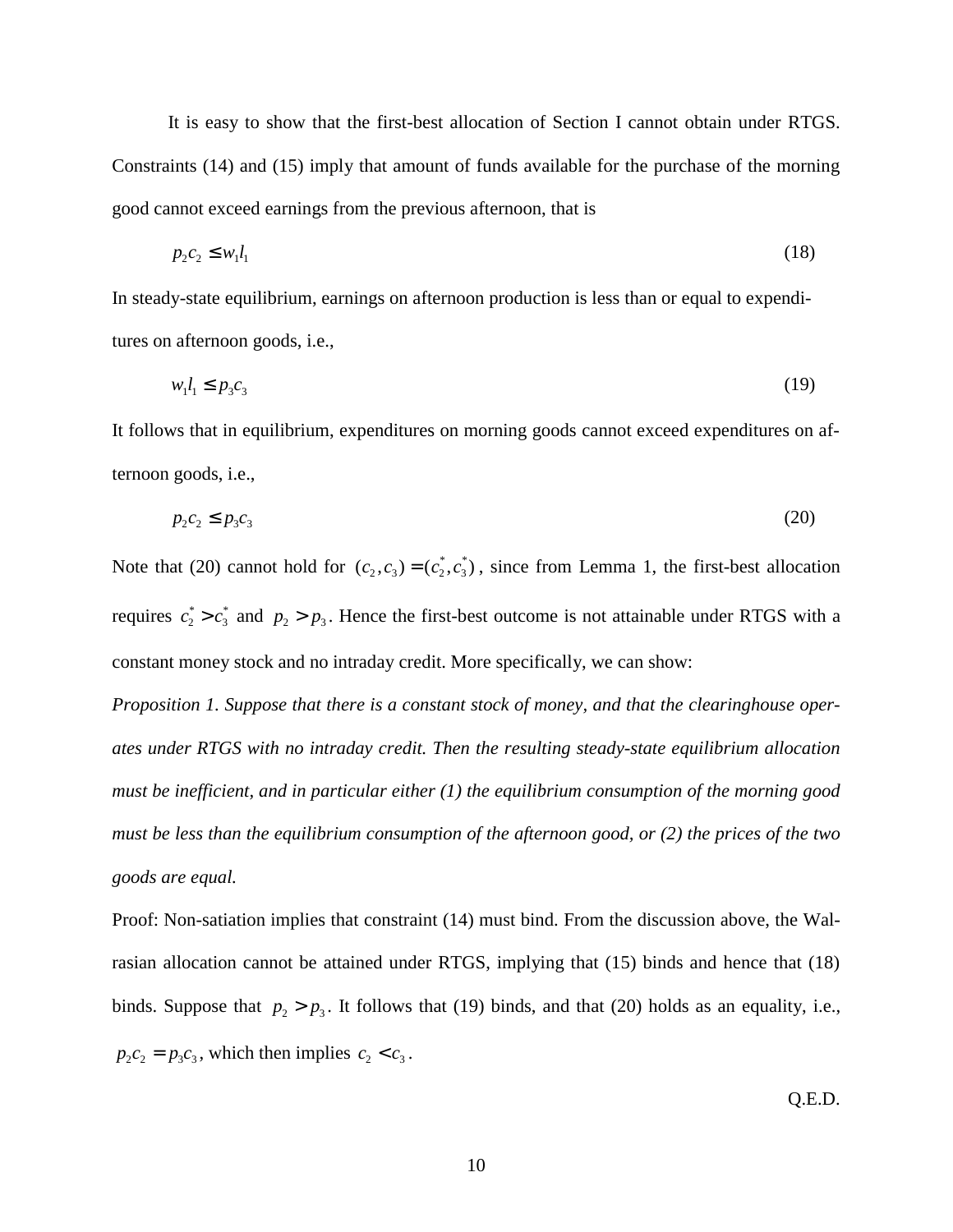It is easy to show that the first-best allocation of Section I cannot obtain under RTGS. Constraints (14) and (15) imply that amount of funds available for the purchase of the morning good cannot exceed earnings from the previous afternoon, that is

$$p_2 c_2 \leq w_1 l_1 \tag{18}$$

In steady-state equilibrium, earnings on afternoon production is less than or equal to expenditures on afternoon goods, i.e.,

$$w_1 l_1 \leq p_3 c_3 \tag{19}$$

It follows that in equilibrium, expenditures on morning goods cannot exceed expenditures on afternoon goods, i.e.,

$$p_2 c_2 \leq p_3 c_3 \tag{20}$$

Note that (20) cannot hold for $(c_2, c_3) = (c_2^*, c_3^*)$, since from Lemma 1, the first-best allocation requires $c_2^* > c_3^*$ and $p_2 > p_3$. Hence the first-best outcome is not attainable under RTGS with a constant money stock and no intraday credit. More specifically, we can show:

*Proposition 1. Suppose that there is a constant stock of money, and that the clearinghouse operates under RTGS with no intraday credit. Then the resulting steady-state equilibrium allocation must be inefficient, and in particular either (1) the equilibrium consumption of the morning good must be less than the equilibrium consumption of the afternoon good, or (2) the prices of the two goods are equal.*

Proof: Non-satiation implies that constraint (14) must bind. From the discussion above, the Walrasian allocation cannot be attained under RTGS, implying that (15) binds and hence that (18) binds. Suppose that $p_2 > p_3$. It follows that (19) binds, and that (20) holds as an equality, i.e., $p_2 c_2 = p_3 c_3$, which then implies $c_2 < c_3$.

Q.E.D.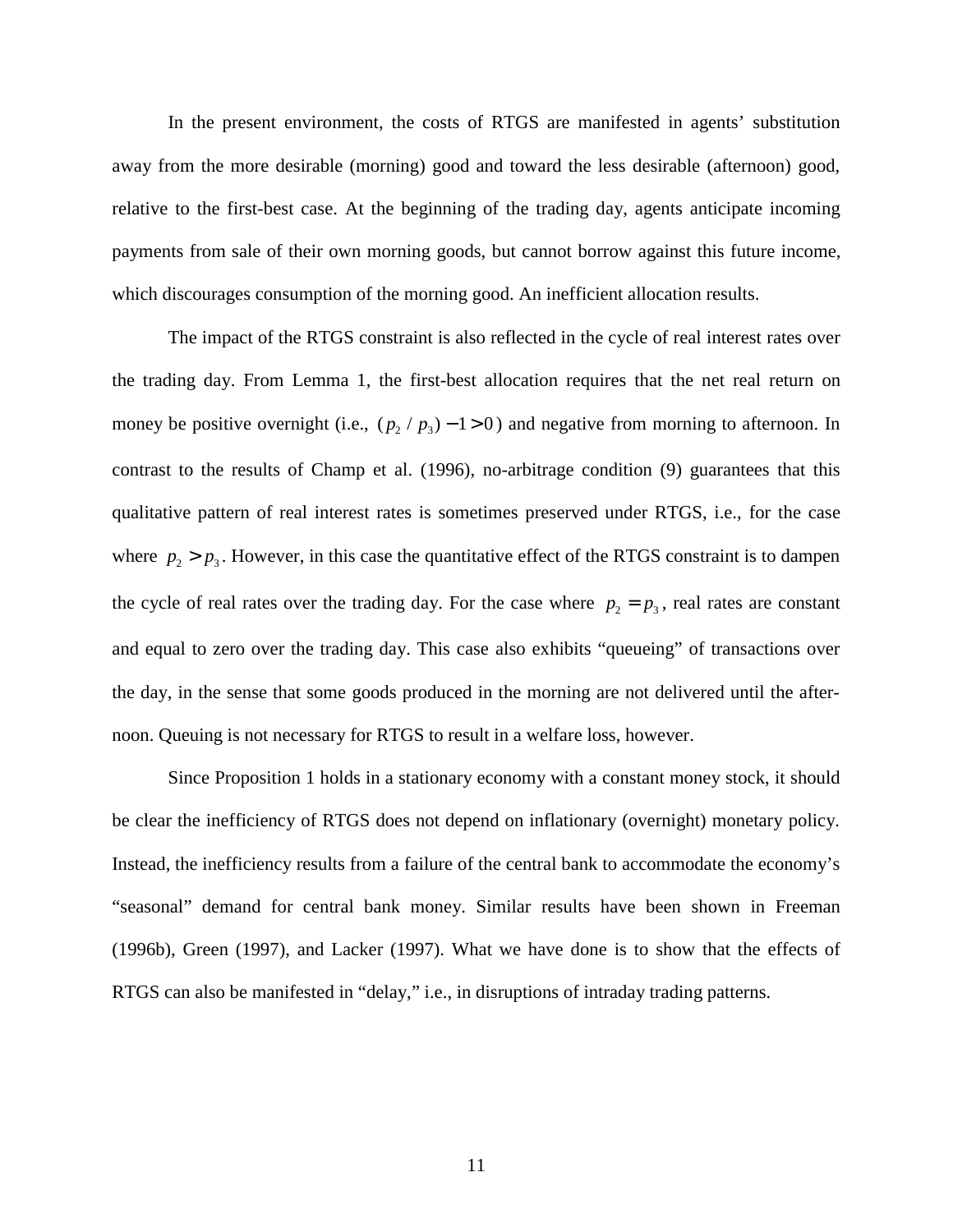In the present environment, the costs of RTGS are manifested in agents' substitution away from the more desirable (morning) good and toward the less desirable (afternoon) good, relative to the first-best case. At the beginning of the trading day, agents anticipate incoming payments from sale of their own morning goods, but cannot borrow against this future income, which discourages consumption of the morning good. An inefficient allocation results.

The impact of the RTGS constraint is also reflected in the cycle of real interest rates over the trading day. From Lemma 1, the first-best allocation requires that the net real return on money be positive overnight (i.e., $(p_2 / p_3) - 1 > 0$) and negative from morning to afternoon. In contrast to the results of Champ et al. (1996), no-arbitrage condition (9) guarantees that this qualitative pattern of real interest rates is sometimes preserved under RTGS, i.e., for the case where $p_2 > p_3$. However, in this case the quantitative effect of the RTGS constraint is to dampen the cycle of real rates over the trading day. For the case where $p_2 = p_3$, real rates are constant and equal to zero over the trading day. This case also exhibits "queueing" of transactions over the day, in the sense that some goods produced in the morning are not delivered until the afternoon. Queuing is not necessary for RTGS to result in a welfare loss, however.

Since Proposition 1 holds in a stationary economy with a constant money stock, it should be clear the inefficiency of RTGS does not depend on inflationary (overnight) monetary policy. Instead, the inefficiency results from a failure of the central bank to accommodate the economy's "seasonal" demand for central bank money. Similar results have been shown in Freeman (1996b), Green (1997), and Lacker (1997). What we have done is to show that the effects of RTGS can also be manifested in "delay," i.e., in disruptions of intraday trading patterns.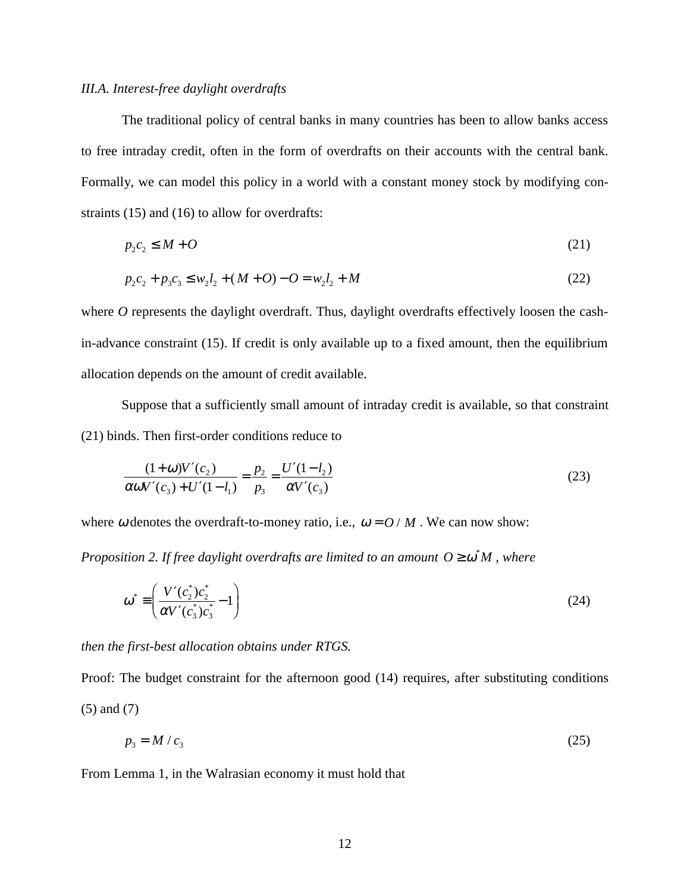*III.A. Interest-free daylight overdrafts*

The traditional policy of central banks in many countries has been to allow banks access to free intraday credit, often in the form of overdrafts on their accounts with the central bank. Formally, we can model this policy in a world with a constant money stock by modifying constraints (15) and (16) to allow for overdrafts:

$$p_2 c_2 \leq M + O \tag{21}$$

$$p_2 c_2 + p_3 c_3 \leq w_2 l_2 + (M + O) - O = w_2 l_2 + M \tag{22}$$

where $O$ represents the daylight overdraft. Thus, daylight overdrafts effectively loosen the cash-in-advance constraint (15). If credit is only available up to a fixed amount, then the equilibrium allocation depends on the amount of credit available.

Suppose that a sufficiently small amount of intraday credit is available, so that constraint (21) binds. Then first-order conditions reduce to

$$\frac{(1+\omega)V'(c_2)}{\alpha\omega V'(c_3) + U'(1-l_1)} = \frac{p_2}{p_3} = \frac{U'(1-l_2)}{\alpha V'(c_3)} \tag{23}$$

where $\omega$ denotes the overdraft-to-money ratio, i.e., $\omega = O/M$. We can now show:

*Proposition 2. If free daylight overdrafts are limited to an amount $O \geq \omega^* M$, where*

$$\omega^* \equiv \left( \frac{V'(c_2^*)c_2^*}{\alpha V'(c_3^*)c_3^*} - 1 \right) \tag{24}$$

*then the first-best allocation obtains under RTGS.*

Proof: The budget constraint for the afternoon good (14) requires, after substituting conditions (5) and (7)

$$p_3 = M / c_3 \tag{25}$$

From Lemma 1, in the Walrasian economy it must hold that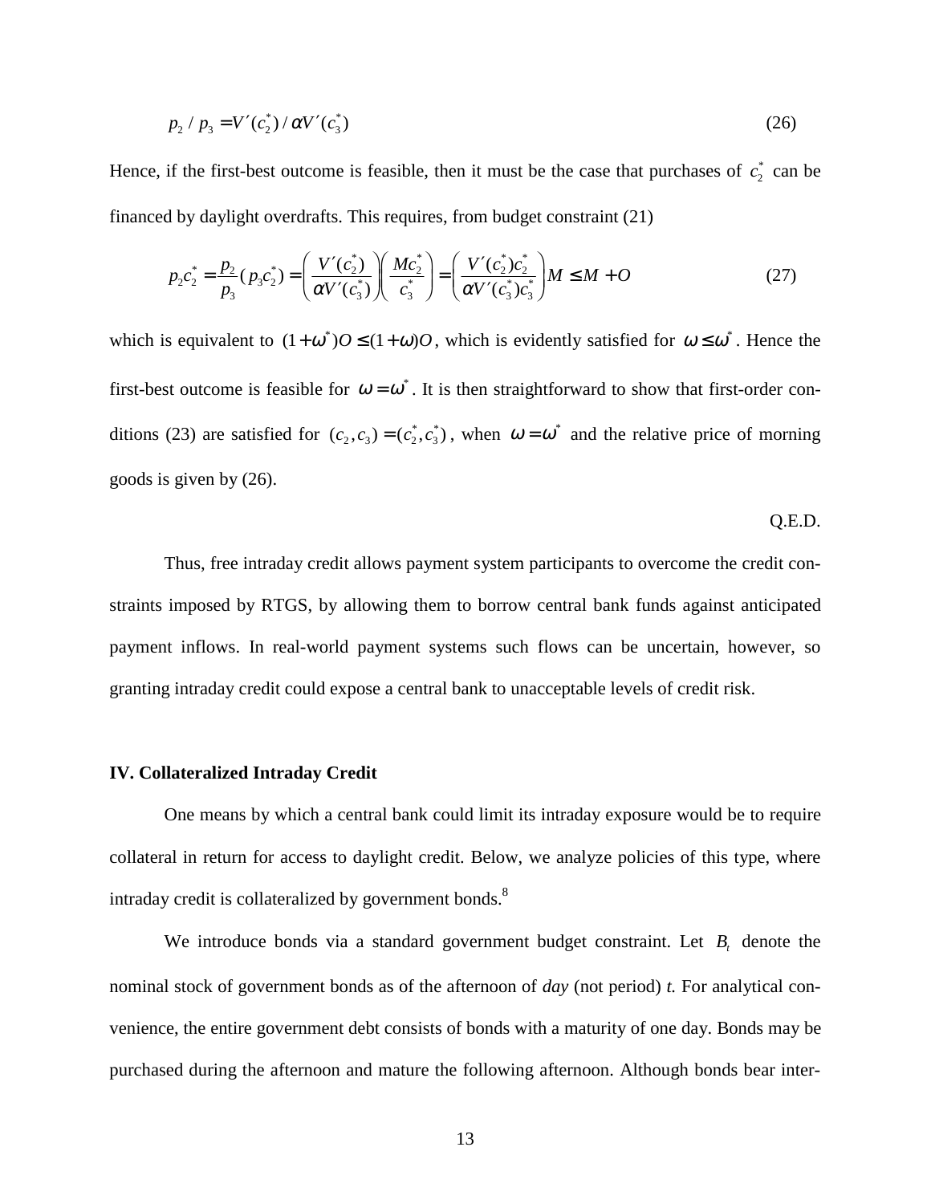$$p_2 / p_3 = V'(c_2^*) / \alpha V'(c_3^*) \tag{26}$$

Hence, if the first-best outcome is feasible, then it must be the case that purchases of $c_2^*$ can be financed by daylight overdrafts. This requires, from budget constraint (21)

$$p_2 c_2^* = \frac{p_2}{p_3}(p_3 c_2^*) = \left(\frac{V'(c_2^*)}{\alpha V'(c_3^*)}\right)\left(\frac{M c_2^*}{c_3^*}\right) = \left(\frac{V'(c_2^*) c_2^*}{\alpha V'(c_3^*) c_3^*}\right) M \leq M + O \tag{27}$$

which is equivalent to $(1+\omega^*)O \leq (1+\omega)O$, which is evidently satisfied for $\omega \leq \omega^*$. Hence the first-best outcome is feasible for $\omega = \omega^*$. It is then straightforward to show that first-order conditions (23) are satisfied for $(c_2, c_3) = (c_2^*, c_3^*)$, when $\omega = \omega^*$ and the relative price of morning goods is given by (26).

Q.E.D.

Thus, free intraday credit allows payment system participants to overcome the credit constraints imposed by RTGS, by allowing them to borrow central bank funds against anticipated payment inflows. In real-world payment systems such flows can be uncertain, however, so granting intraday credit could expose a central bank to unacceptable levels of credit risk.

## IV. Collateralized Intraday Credit

One means by which a central bank could limit its intraday exposure would be to require collateral in return for access to daylight credit. Below, we analyze policies of this type, where intraday credit is collateralized by government bonds.[8]

We introduce bonds via a standard government budget constraint. Let $B_t$ denote the nominal stock of government bonds as of the afternoon of *day* (not period) *t.* For analytical convenience, the entire government debt consists of bonds with a maturity of one day. Bonds may be purchased during the afternoon and mature the following afternoon. Although bonds bear inter-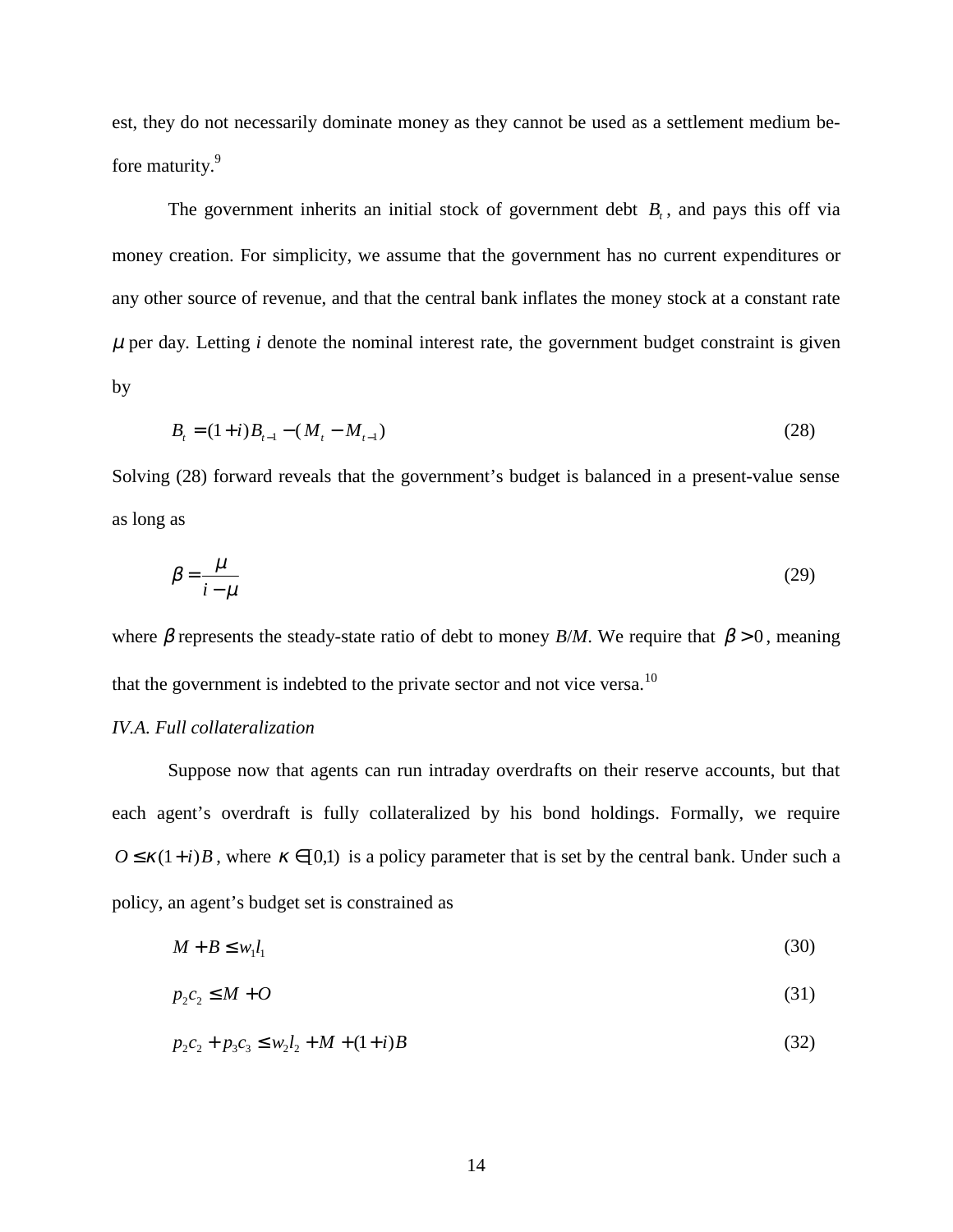est, they do not necessarily dominate money as they cannot be used as a settlement medium before maturity.[9]

The government inherits an initial stock of government debt $B_t$, and pays this off via money creation. For simplicity, we assume that the government has no current expenditures or any other source of revenue, and that the central bank inflates the money stock at a constant rate $\mu$ per day. Letting $i$ denote the nominal interest rate, the government budget constraint is given by

$$B_t = (1+i)B_{t-1} - (M_t - M_{t-1}) \tag{28}$$

Solving (28) forward reveals that the government's budget is balanced in a present-value sense as long as

$$\beta = \frac{\mu}{i-\mu} \tag{29}$$

where $\beta$ represents the steady-state ratio of debt to money $B/M$. We require that $\beta > 0$, meaning that the government is indebted to the private sector and not vice versa.[10]

*IV.A. Full collateralization*

Suppose now that agents can run intraday overdrafts on their reserve accounts, but that each agent's overdraft is fully collateralized by his bond holdings. Formally, we require $O \leq \kappa(1+i)B$, where $\kappa \in [0,1)$ is a policy parameter that is set by the central bank. Under such a policy, an agent's budget set is constrained as

$$M + B \leq w_1 l_1 \tag{30}$$

$$p_2 c_2 \leq M + O \tag{31}$$

$$p_2 c_2 + p_3 c_3 \leq w_2 l_2 + M + (1+i)B \tag{32}$$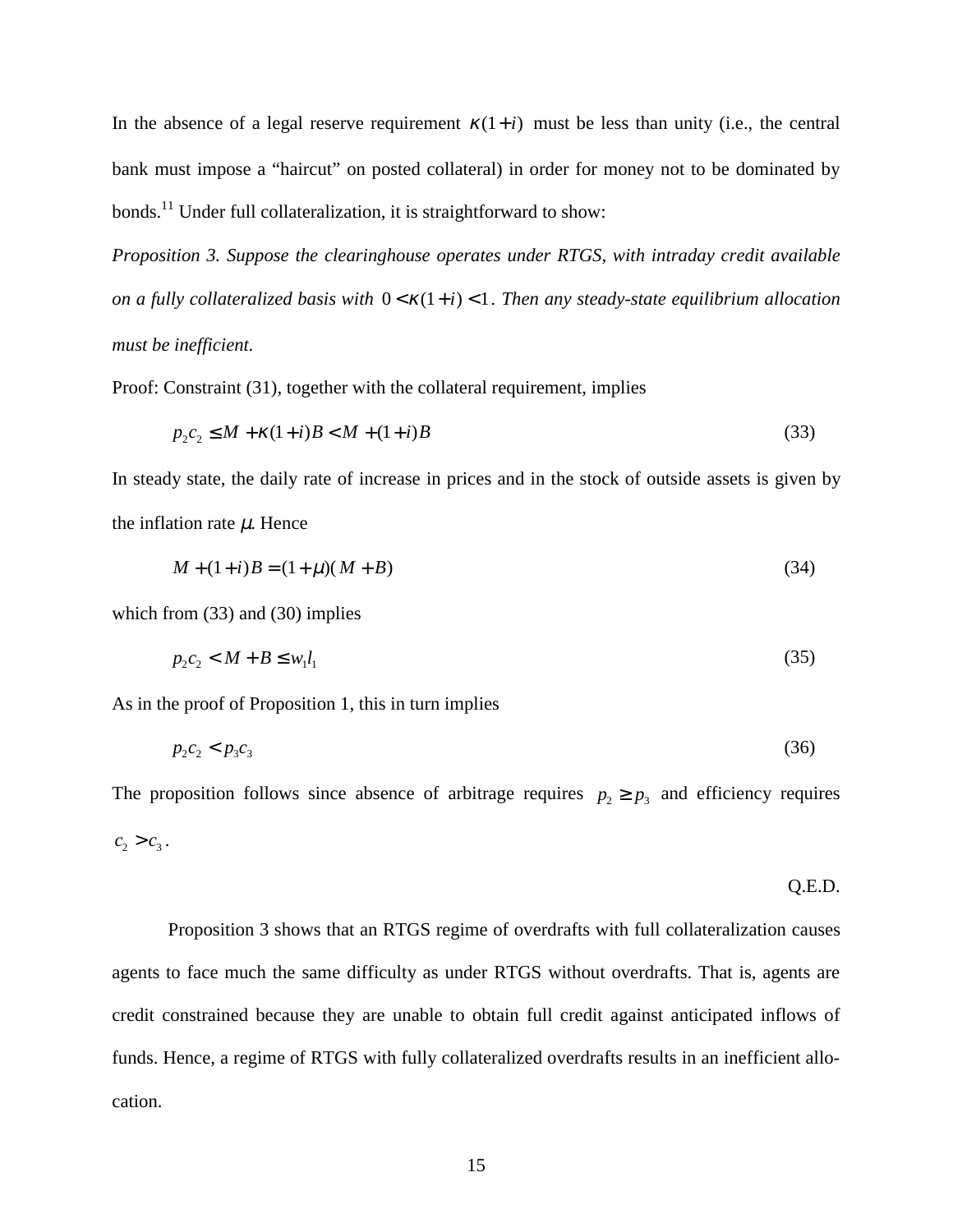In the absence of a legal reserve requirement $\kappa(1+i)$ must be less than unity (i.e., the central bank must impose a "haircut" on posted collateral) in order for money not to be dominated by bonds.[11] Under full collateralization, it is straightforward to show:

*Proposition 3. Suppose the clearinghouse operates under RTGS, with intraday credit available on a fully collateralized basis with* $0 < \kappa(1+i) < 1$. *Then any steady-state equilibrium allocation must be inefficient.*

Proof: Constraint (31), together with the collateral requirement, implies

$$p_2 c_2 \leq M + \kappa(1+i)B < M + (1+i)B \tag{33}$$

In steady state, the daily rate of increase in prices and in the stock of outside assets is given by the inflation rate $\mu$. Hence

$$M + (1+i)B = (1+\mu)(M + B) \tag{34}$$

which from (33) and (30) implies

$$p_2 c_2 < M + B \leq w_1 l_1 \tag{35}$$

As in the proof of Proposition 1, this in turn implies

$$p_2 c_2 < p_3 c_3 \tag{36}$$

The proposition follows since absence of arbitrage requires $p_2 \geq p_3$ and efficiency requires $c_2 > c_3$.

Q.E.D.

Proposition 3 shows that an RTGS regime of overdrafts with full collateralization causes agents to face much the same difficulty as under RTGS without overdrafts. That is, agents are credit constrained because they are unable to obtain full credit against anticipated inflows of funds. Hence, a regime of RTGS with fully collateralized overdrafts results in an inefficient allocation.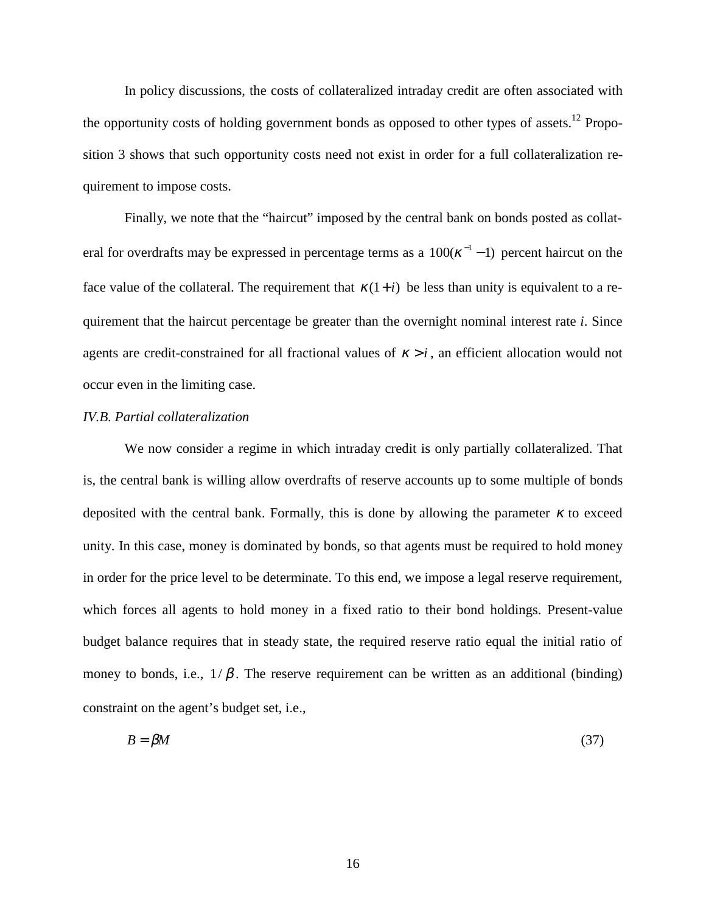In policy discussions, the costs of collateralized intraday credit are often associated with the opportunity costs of holding government bonds as opposed to other types of assets.[12] Proposition 3 shows that such opportunity costs need not exist in order for a full collateralization requirement to impose costs.

Finally, we note that the "haircut" imposed by the central bank on bonds posted as collateral for overdrafts may be expressed in percentage terms as a $100(\kappa^{-1} - 1)$ percent haircut on the face value of the collateral. The requirement that $\kappa(1+i)$ be less than unity is equivalent to a requirement that the haircut percentage be greater than the overnight nominal interest rate *i*. Since agents are credit-constrained for all fractional values of $\kappa > i$, an efficient allocation would not occur even in the limiting case.

*IV.B. Partial collateralization*

We now consider a regime in which intraday credit is only partially collateralized. That is, the central bank is willing allow overdrafts of reserve accounts up to some multiple of bonds deposited with the central bank. Formally, this is done by allowing the parameter $\kappa$ to exceed unity. In this case, money is dominated by bonds, so that agents must be required to hold money in order for the price level to be determinate. To this end, we impose a legal reserve requirement, which forces all agents to hold money in a fixed ratio to their bond holdings. Present-value budget balance requires that in steady state, the required reserve ratio equal the initial ratio of money to bonds, i.e., $1/\beta$. The reserve requirement can be written as an additional (binding) constraint on the agent's budget set, i.e.,

$$B = \beta M \tag{37}$$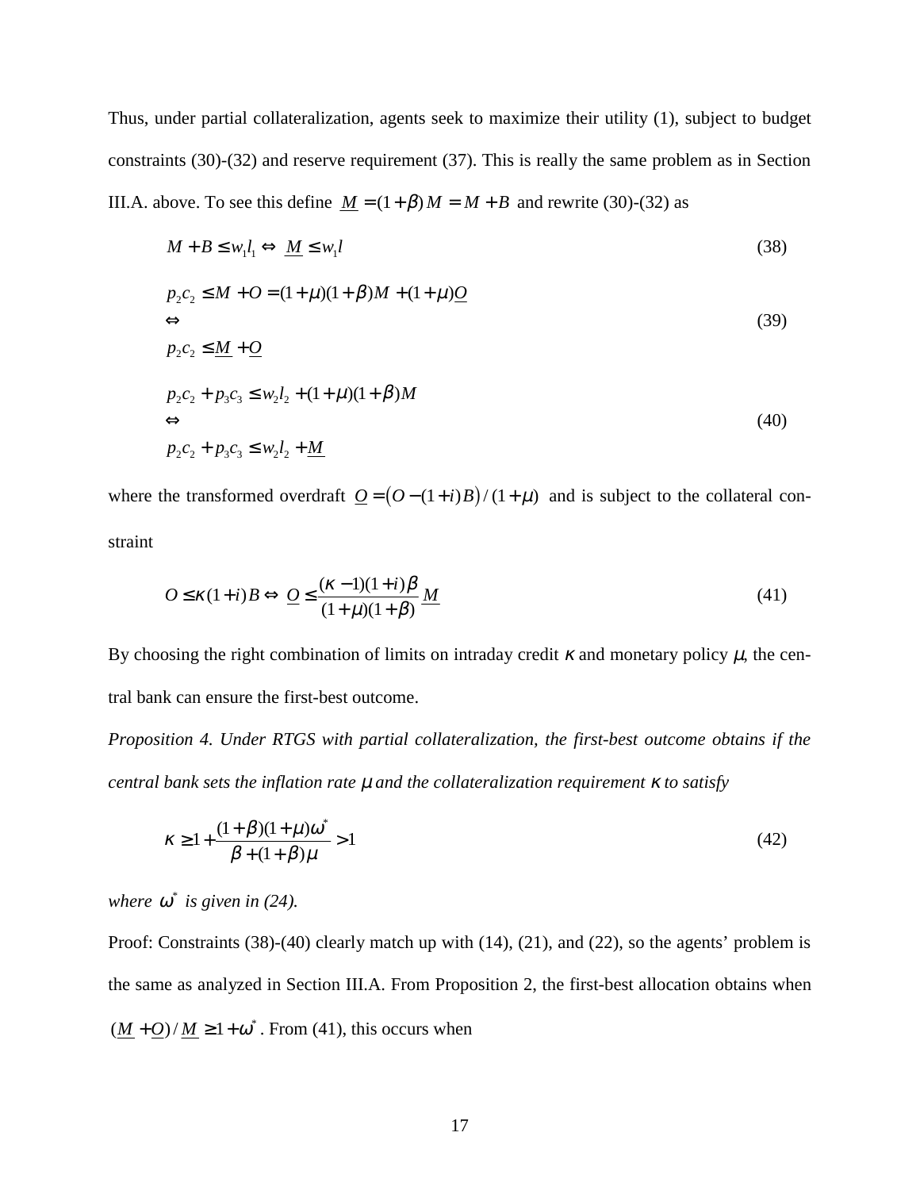Thus, under partial collateralization, agents seek to maximize their utility (1), subject to budget constraints (30)-(32) and reserve requirement (37). This is really the same problem as in Section III.A. above. To see this define $\underline{M} = (1+\beta)M = M + B$ and rewrite (30)-(32) as

$$M + B \le w_1 l_1 \Leftrightarrow \underline{M} \le w_1 l \tag{38}$$

$$p_2 c_2 \le M + O = (1+\mu)(1+\beta)M + (1+\mu)\underline{O} \\ \Leftrightarrow \\ p_2 c_2 \le \underline{M} + \underline{O} \tag{39}$$

$$p_2 c_2 + p_3 c_3 \le w_2 l_2 + (1+\mu)(1+\beta)M \\ \Leftrightarrow \\ p_2 c_2 + p_3 c_3 \le w_2 l_2 + \underline{M} \tag{40}$$

where the transformed overdraft $\underline{O} = \left(O - (1+i)B\right)/(1+\mu)$ and is subject to the collateral constraint

$$O \le \kappa(1+i)B \Leftrightarrow \underline{O} \le \frac{(\kappa - 1)(1+i)\beta}{(1+\mu)(1+\beta)}\underline{M} \tag{41}$$

By choosing the right combination of limits on intraday credit $\kappa$ and monetary policy $\mu$, the central bank can ensure the first-best outcome.

*Proposition 4. Under RTGS with partial collateralization, the first-best outcome obtains if the central bank sets the inflation rate $\mu$ and the collateralization requirement $\kappa$ to satisfy*

$$\kappa \ge 1 + \frac{(1+\beta)(1+\mu)\omega^*}{\beta + (1+\beta)\mu} > 1 \tag{42}$$

*where $\omega^*$ is given in (24).*

Proof: Constraints (38)-(40) clearly match up with (14), (21), and (22), so the agents' problem is the same as analyzed in Section III.A. From Proposition 2, the first-best allocation obtains when $(\underline{M} + \underline{O})/\underline{M} \ge 1 + \omega^*$. From (41), this occurs when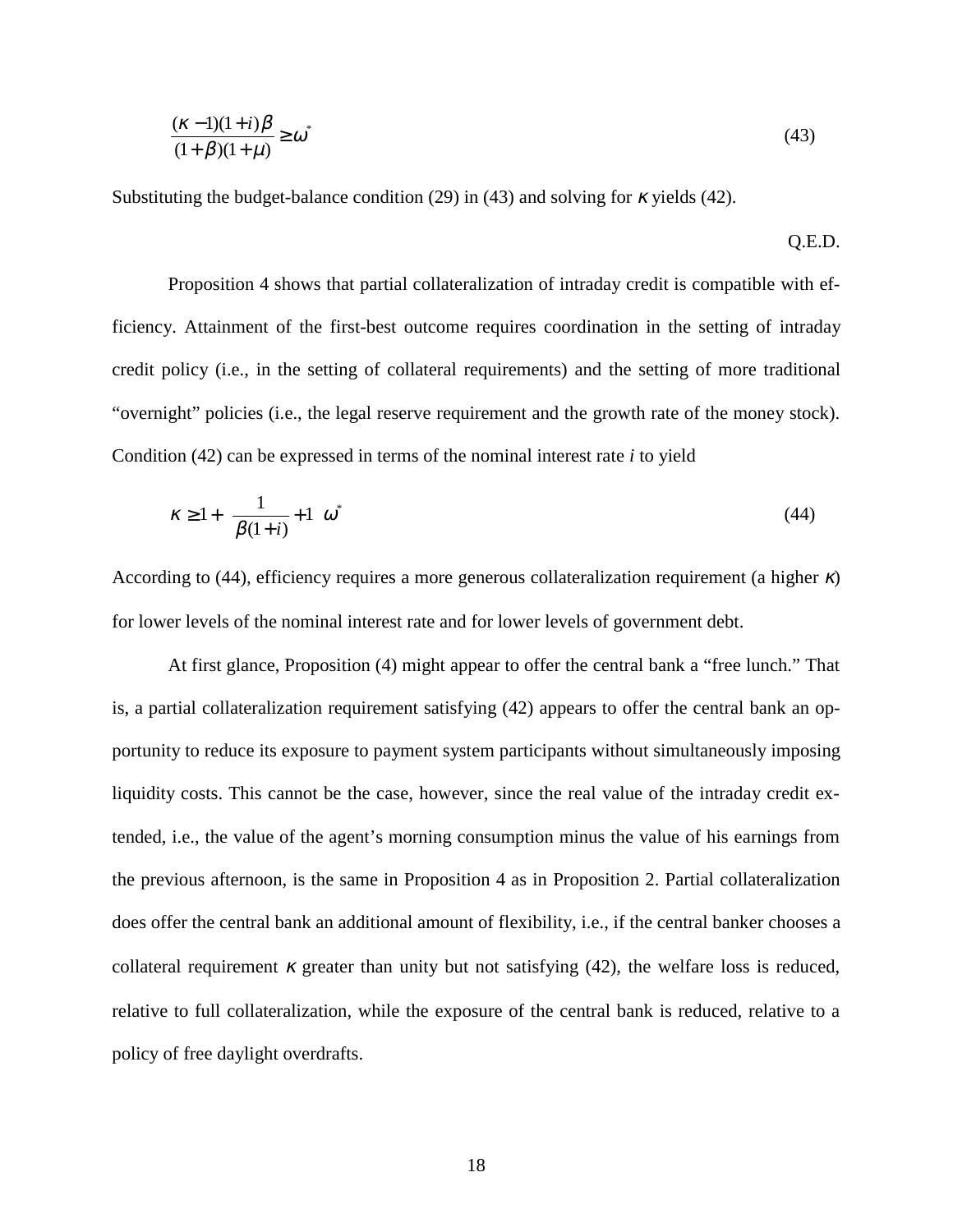$$\frac{(\kappa - 1)(1+i)\beta}{(1+\beta)(1+\mu)} \geq \omega^{*} \tag{43}$$

Substituting the budget-balance condition (29) in (43) and solving for $\kappa$ yields (42).

Q.E.D.

Proposition 4 shows that partial collateralization of intraday credit is compatible with efficiency. Attainment of the first-best outcome requires coordination in the setting of intraday credit policy (i.e., in the setting of collateral requirements) and the setting of more traditional "overnight" policies (i.e., the legal reserve requirement and the growth rate of the money stock). Condition (42) can be expressed in terms of the nominal interest rate $i$ to yield

$$\kappa \geq 1 + \left( \frac{1}{\beta(1+i)} + 1 \right) \omega^{*} \tag{44}$$

According to (44), efficiency requires a more generous collateralization requirement (a higher $\kappa$) for lower levels of the nominal interest rate and for lower levels of government debt.

At first glance, Proposition (4) might appear to offer the central bank a "free lunch." That is, a partial collateralization requirement satisfying (42) appears to offer the central bank an opportunity to reduce its exposure to payment system participants without simultaneously imposing liquidity costs. This cannot be the case, however, since the real value of the intraday credit extended, i.e., the value of the agent's morning consumption minus the value of his earnings from the previous afternoon, is the same in Proposition 4 as in Proposition 2. Partial collateralization does offer the central bank an additional amount of flexibility, i.e., if the central banker chooses a collateral requirement $\kappa$ greater than unity but not satisfying (42), the welfare loss is reduced, relative to full collateralization, while the exposure of the central bank is reduced, relative to a policy of free daylight overdrafts.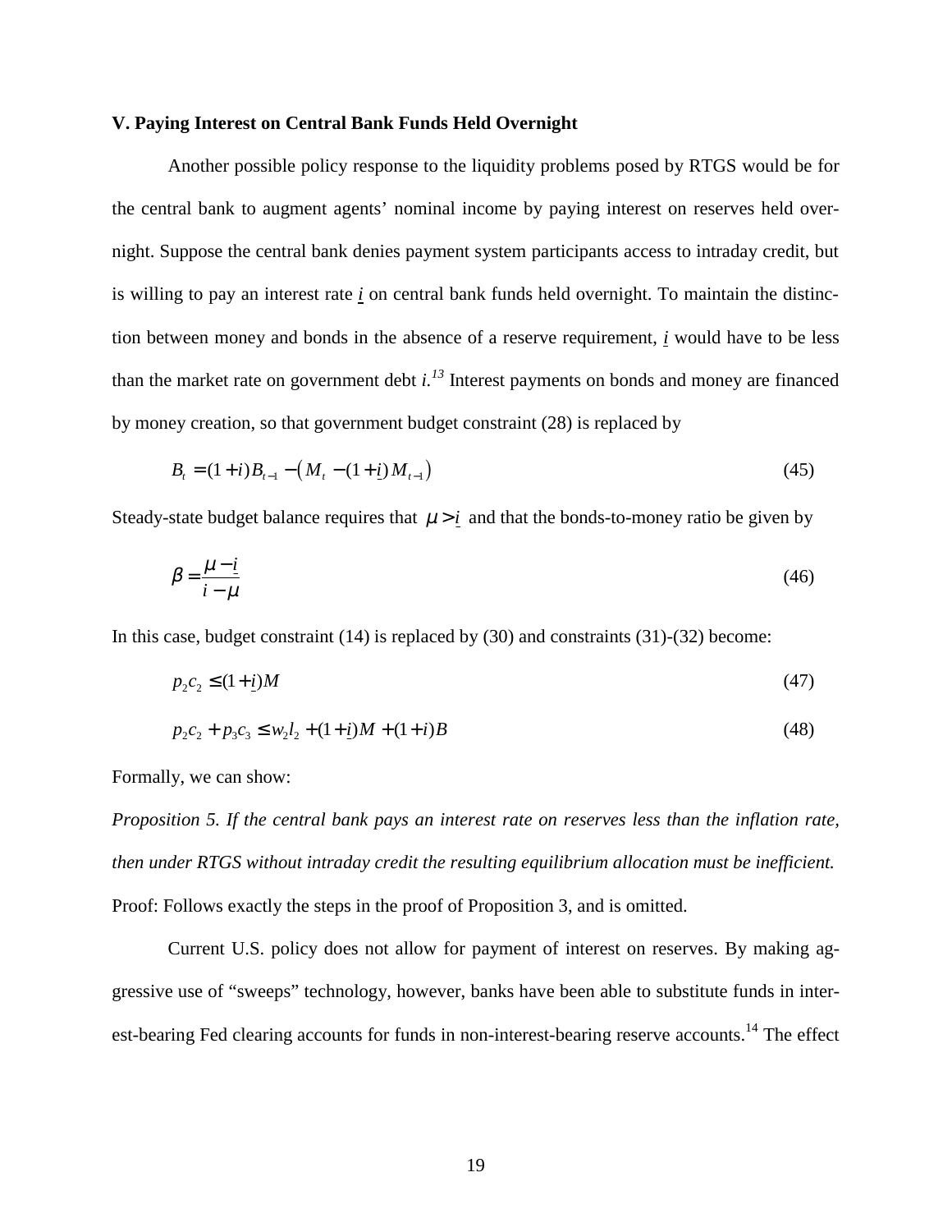### V. Paying Interest on Central Bank Funds Held Overnight

Another possible policy response to the liquidity problems posed by RTGS would be for the central bank to augment agents' nominal income by paying interest on reserves held overnight. Suppose the central bank denies payment system participants access to intraday credit, but is willing to pay an interest rate $\underline{i}$ on central bank funds held overnight. To maintain the distinction between money and bonds in the absence of a reserve requirement, $\underline{i}$ would have to be less than the market rate on government debt $i$.[13] Interest payments on bonds and money are financed by money creation, so that government budget constraint (28) is replaced by

$$B_t = (1+i)B_{t-1} - \left(M_t - (1+\underline{i})M_{t-1}\right) \tag{45}$$

Steady-state budget balance requires that $\mu > \underline{i}$ and that the bonds-to-money ratio be given by

$$\beta = \frac{\mu - \underline{i}}{i - \mu} \tag{46}$$

In this case, budget constraint (14) is replaced by (30) and constraints (31)-(32) become:

$$p_2 c_2 \le (1+\underline{i})M \tag{47}$$

$$p_2 c_2 + p_3 c_3 \le w_2 l_2 + (1+\underline{i})M + (1+i)B \tag{48}$$

Formally, we can show:

*Proposition 5. If the central bank pays an interest rate on reserves less than the inflation rate, then under RTGS without intraday credit the resulting equilibrium allocation must be inefficient.*

Proof: Follows exactly the steps in the proof of Proposition 3, and is omitted.

Current U.S. policy does not allow for payment of interest on reserves. By making aggressive use of "sweeps" technology, however, banks have been able to substitute funds in interest-bearing Fed clearing accounts for funds in non-interest-bearing reserve accounts.[14] The effect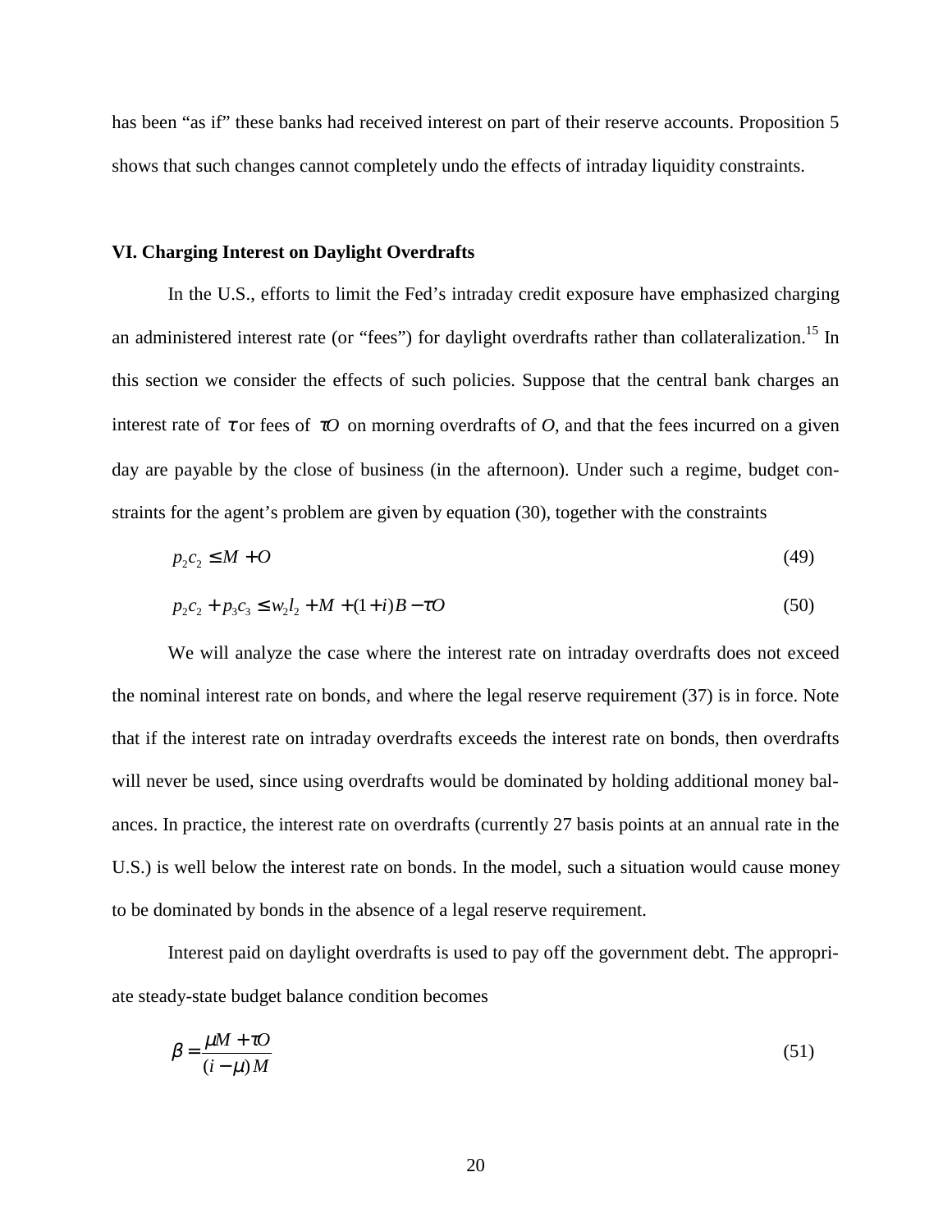has been "as if" these banks had received interest on part of their reserve accounts. Proposition 5 shows that such changes cannot completely undo the effects of intraday liquidity constraints.

## VI. Charging Interest on Daylight Overdrafts

In the U.S., efforts to limit the Fed's intraday credit exposure have emphasized charging an administered interest rate (or "fees") for daylight overdrafts rather than collateralization.[15] In this section we consider the effects of such policies. Suppose that the central bank charges an interest rate of $\tau$ or fees of $\tau O$ on morning overdrafts of $O$, and that the fees incurred on a given day are payable by the close of business (in the afternoon). Under such a regime, budget constraints for the agent's problem are given by equation (30), together with the constraints

$$p_2 c_2 \leq M + O \tag{49}$$

$$p_2 c_2 + p_3 c_3 \leq w_2 l_2 + M + (1+i)B - \tau O \tag{50}$$

We will analyze the case where the interest rate on intraday overdrafts does not exceed the nominal interest rate on bonds, and where the legal reserve requirement (37) is in force. Note that if the interest rate on intraday overdrafts exceeds the interest rate on bonds, then overdrafts will never be used, since using overdrafts would be dominated by holding additional money balances. In practice, the interest rate on overdrafts (currently 27 basis points at an annual rate in the U.S.) is well below the interest rate on bonds. In the model, such a situation would cause money to be dominated by bonds in the absence of a legal reserve requirement.

Interest paid on daylight overdrafts is used to pay off the government debt. The appropriate steady-state budget balance condition becomes

$$\beta = \frac{\mu M + \tau O}{(i - \mu) M} \tag{51}$$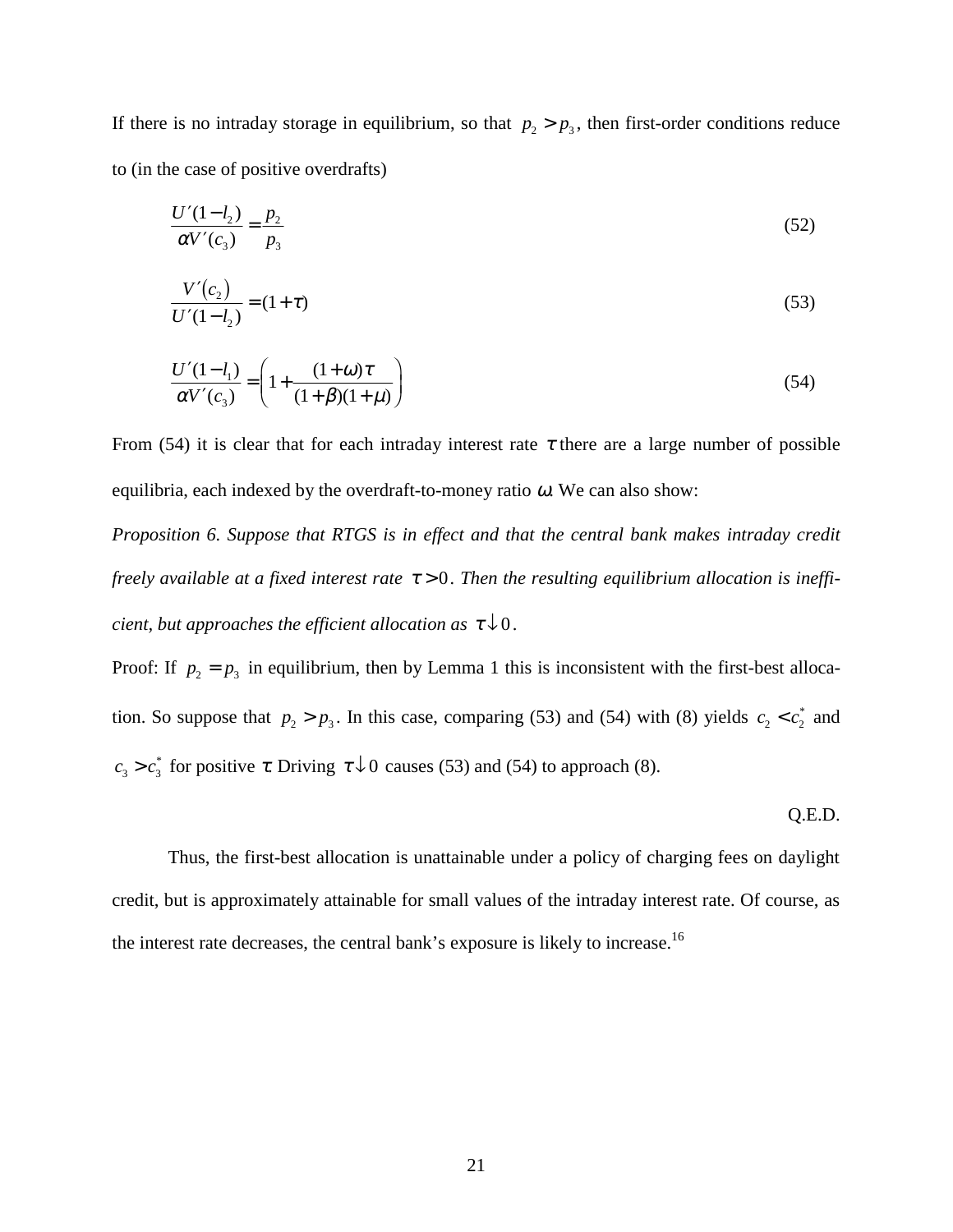If there is no intraday storage in equilibrium, so that $p_2 > p_3$, then first-order conditions reduce to (in the case of positive overdrafts)

$$\frac{U'(1-l_2)}{\alpha V'(c_3)} = \frac{p_2}{p_3} \tag{52}$$

$$\frac{V'(c_2)}{U'(1-l_2)} = (1+\tau) \tag{53}$$

$$\frac{U'(1-l_1)}{\alpha V'(c_3)} = \left(1 + \frac{(1+\omega)\tau}{(1+\beta)(1+\mu)}\right) \tag{54}$$

From (54) it is clear that for each intraday interest rate $\tau$ there are a large number of possible equilibria, each indexed by the overdraft-to-money ratio $\omega$. We can also show:

*Proposition 6. Suppose that RTGS is in effect and that the central bank makes intraday credit freely available at a fixed interest rate $\tau > 0$. Then the resulting equilibrium allocation is inefficient, but approaches the efficient allocation as $\tau \downarrow 0$.*

Proof: If $p_2 = p_3$ in equilibrium, then by Lemma 1 this is inconsistent with the first-best allocation. So suppose that $p_2 > p_3$. In this case, comparing (53) and (54) with (8) yields $c_2 < c_2^*$ and $c_3 > c_3^*$ for positive $\tau$. Driving $\tau \downarrow 0$ causes (53) and (54) to approach (8).

Q.E.D.

Thus, the first-best allocation is unattainable under a policy of charging fees on daylight credit, but is approximately attainable for small values of the intraday interest rate. Of course, as the interest rate decreases, the central bank's exposure is likely to increase.[16]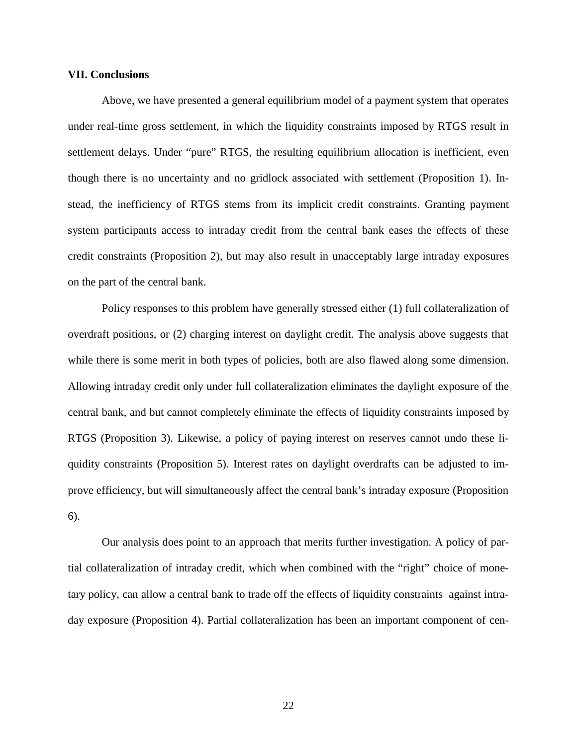**VII. Conclusions**

Above, we have presented a general equilibrium model of a payment system that operates under real-time gross settlement, in which the liquidity constraints imposed by RTGS result in settlement delays. Under "pure" RTGS, the resulting equilibrium allocation is inefficient, even though there is no uncertainty and no gridlock associated with settlement (Proposition 1). Instead, the inefficiency of RTGS stems from its implicit credit constraints. Granting payment system participants access to intraday credit from the central bank eases the effects of these credit constraints (Proposition 2), but may also result in unacceptably large intraday exposures on the part of the central bank.

Policy responses to this problem have generally stressed either (1) full collateralization of overdraft positions, or (2) charging interest on daylight credit. The analysis above suggests that while there is some merit in both types of policies, both are also flawed along some dimension. Allowing intraday credit only under full collateralization eliminates the daylight exposure of the central bank, and but cannot completely eliminate the effects of liquidity constraints imposed by RTGS (Proposition 3). Likewise, a policy of paying interest on reserves cannot undo these liquidity constraints (Proposition 5). Interest rates on daylight overdrafts can be adjusted to improve efficiency, but will simultaneously affect the central bank's intraday exposure (Proposition 6).

Our analysis does point to an approach that merits further investigation. A policy of partial collateralization of intraday credit, which when combined with the "right" choice of monetary policy, can allow a central bank to trade off the effects of liquidity constraints against intraday exposure (Proposition 4). Partial collateralization has been an important component of cen-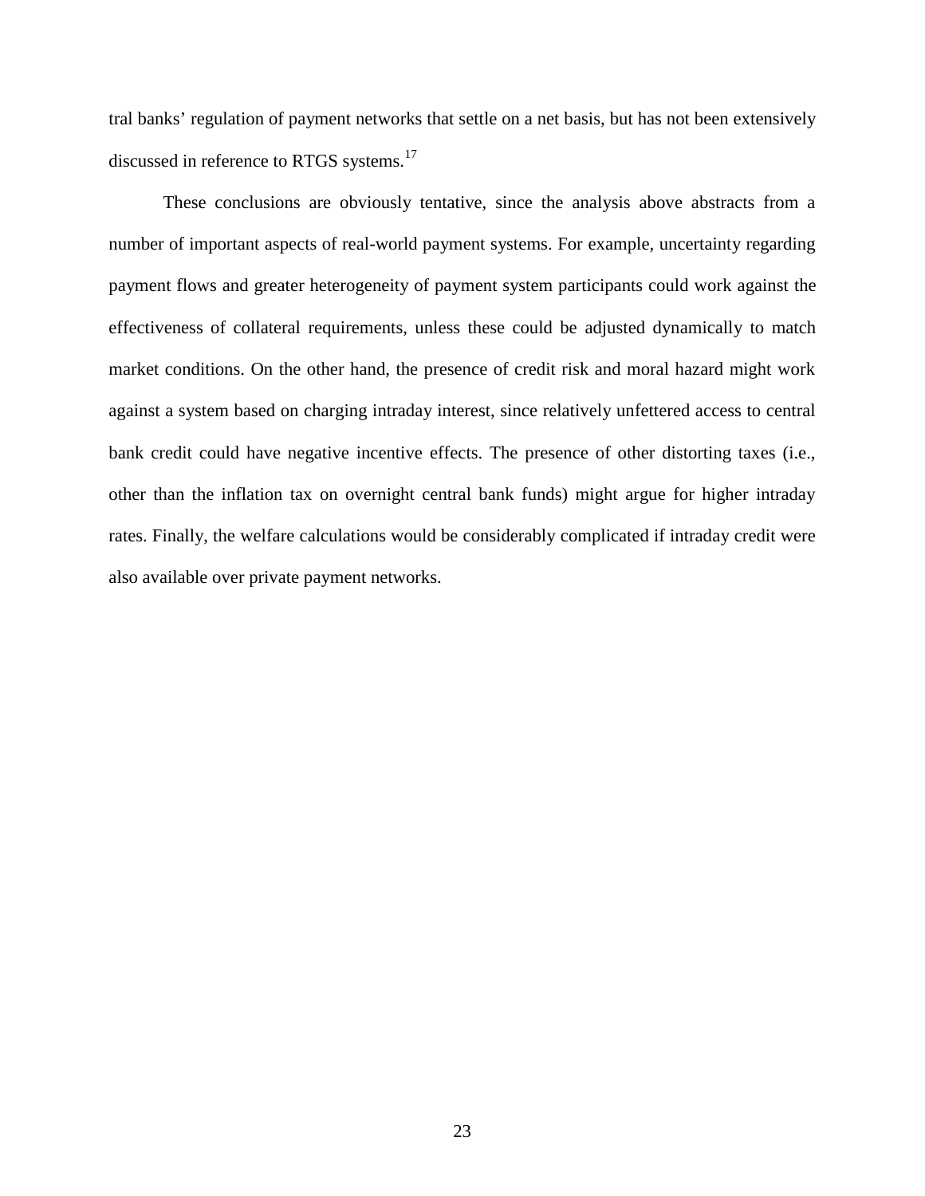tral banks' regulation of payment networks that settle on a net basis, but has not been extensively discussed in reference to RTGS systems.[17]

These conclusions are obviously tentative, since the analysis above abstracts from a number of important aspects of real-world payment systems. For example, uncertainty regarding payment flows and greater heterogeneity of payment system participants could work against the effectiveness of collateral requirements, unless these could be adjusted dynamically to match market conditions. On the other hand, the presence of credit risk and moral hazard might work against a system based on charging intraday interest, since relatively unfettered access to central bank credit could have negative incentive effects. The presence of other distorting taxes (i.e., other than the inflation tax on overnight central bank funds) might argue for higher intraday rates. Finally, the welfare calculations would be considerably complicated if intraday credit were also available over private payment networks.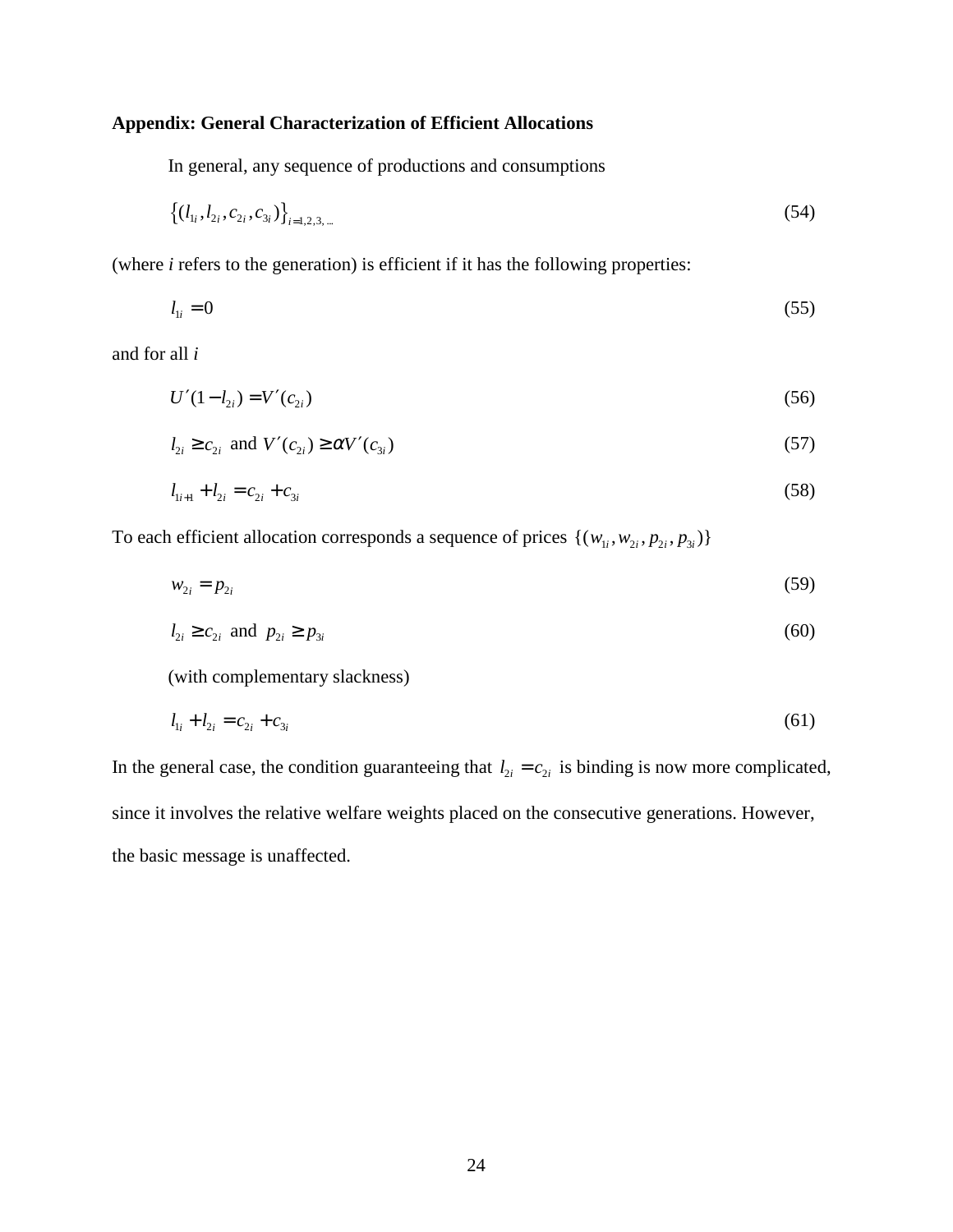**Appendix: General Characterization of Efficient Allocations**

In general, any sequence of productions and consumptions

$$\left\{(l_{1i}, l_{2i}, c_{2i}, c_{3i})\right\}_{i=1,2,3,\ldots} \tag{54}$$

(where *i* refers to the generation) is efficient if it has the following properties:

$$l_{1i} = 0 \tag{55}$$

and for all *i*

$$U'(1-l_{2i}) = V'(c_{2i}) \tag{56}$$

$$l_{2i} \geq c_{2i} \text{ and } V'(c_{2i}) \geq \alpha V'(c_{3i}) \tag{57}$$

$$l_{1i+1} + l_{2i} = c_{2i} + c_{3i} \tag{58}$$

To each efficient allocation corresponds a sequence of prices $\{(w_{1i}, w_{2i}, p_{2i}, p_{3i})\}$

$$w_{2i} = p_{2i} \tag{59}$$

$$l_{2i} \geq c_{2i} \text{ and } p_{2i} \geq p_{3i} \tag{60}$$

(with complementary slackness)

$$l_{1i} + l_{2i} = c_{2i} + c_{3i} \tag{61}$$

In the general case, the condition guaranteeing that $l_{2i} = c_{2i}$ is binding is now more complicated, since it involves the relative welfare weights placed on the consecutive generations. However, the basic message is unaffected.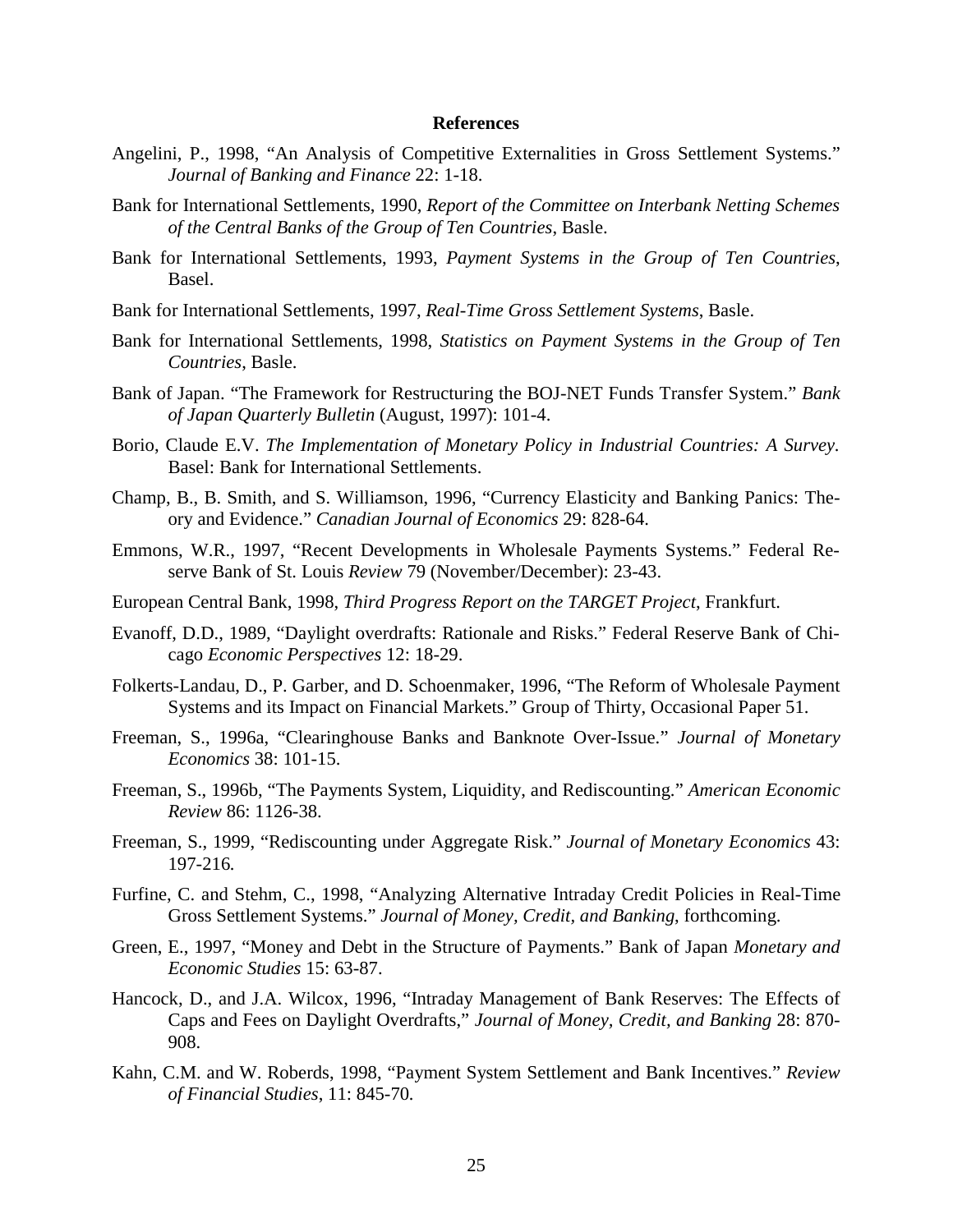## References

Angelini, P., 1998, "An Analysis of Competitive Externalities in Gross Settlement Systems." *Journal of Banking and Finance* 22: 1-18.

Bank for International Settlements, 1990, *Report of the Committee on Interbank Netting Schemes of the Central Banks of the Group of Ten Countries*, Basle.

Bank for International Settlements, 1993, *Payment Systems in the Group of Ten Countries*, Basel.

Bank for International Settlements, 1997, *Real-Time Gross Settlement Systems*, Basle.

Bank for International Settlements, 1998, *Statistics on Payment Systems in the Group of Ten Countries*, Basle.

Bank of Japan. "The Framework for Restructuring the BOJ-NET Funds Transfer System." *Bank of Japan Quarterly Bulletin* (August, 1997): 101-4.

Borio, Claude E.V. *The Implementation of Monetary Policy in Industrial Countries: A Survey*. Basel: Bank for International Settlements.

Champ, B., B. Smith, and S. Williamson, 1996, "Currency Elasticity and Banking Panics: Theory and Evidence." *Canadian Journal of Economics* 29: 828-64.

Emmons, W.R., 1997, "Recent Developments in Wholesale Payments Systems." Federal Reserve Bank of St. Louis *Review* 79 (November/December): 23-43.

European Central Bank, 1998, *Third Progress Report on the TARGET Project*, Frankfurt.

Evanoff, D.D., 1989, "Daylight overdrafts: Rationale and Risks." Federal Reserve Bank of Chicago *Economic Perspectives* 12: 18-29.

Folkerts-Landau, D., P. Garber, and D. Schoenmaker, 1996, "The Reform of Wholesale Payment Systems and its Impact on Financial Markets." Group of Thirty, Occasional Paper 51.

Freeman, S., 1996a, "Clearinghouse Banks and Banknote Over-Issue." *Journal of Monetary Economics* 38: 101-15.

Freeman, S., 1996b, "The Payments System, Liquidity, and Rediscounting." *American Economic Review* 86: 1126-38.

Freeman, S., 1999, "Rediscounting under Aggregate Risk." *Journal of Monetary Economics* 43: 197-216.

Furfine, C. and Stehm, C., 1998, "Analyzing Alternative Intraday Credit Policies in Real-Time Gross Settlement Systems." *Journal of Money, Credit, and Banking*, forthcoming.

Green, E., 1997, "Money and Debt in the Structure of Payments." Bank of Japan *Monetary and Economic Studies* 15: 63-87.

Hancock, D., and J.A. Wilcox, 1996, "Intraday Management of Bank Reserves: The Effects of Caps and Fees on Daylight Overdrafts," *Journal of Money, Credit, and Banking* 28: 870-908.

Kahn, C.M. and W. Roberds, 1998, "Payment System Settlement and Bank Incentives." *Review of Financial Studies*, 11: 845-70.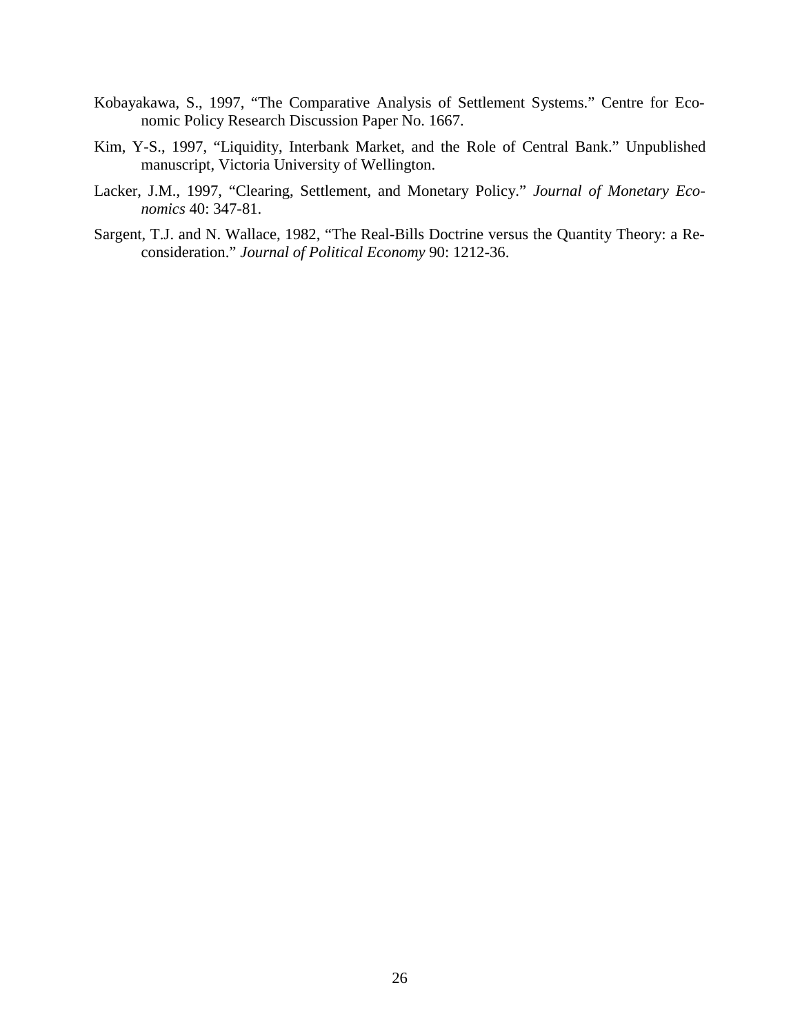Kobayakawa, S., 1997, "The Comparative Analysis of Settlement Systems." Centre for Economic Policy Research Discussion Paper No. 1667.

Kim, Y-S., 1997, "Liquidity, Interbank Market, and the Role of Central Bank." Unpublished manuscript, Victoria University of Wellington.

Lacker, J.M., 1997, "Clearing, Settlement, and Monetary Policy." *Journal of Monetary Economics* 40: 347-81.

Sargent, T.J. and N. Wallace, 1982, "The Real-Bills Doctrine versus the Quantity Theory: a Reconsideration." *Journal of Political Economy* 90: 1212-36.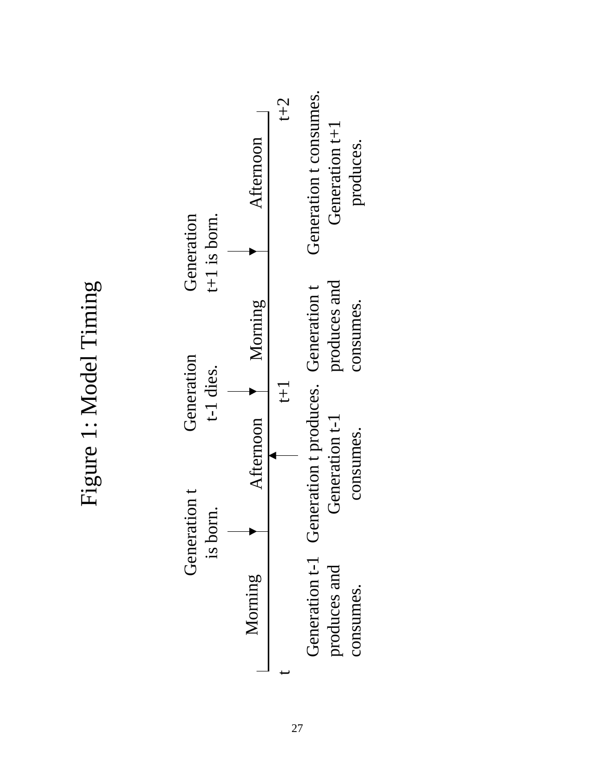# Figure 1: Model Timing

| | Morning | | Afternoon | | Morning | | Afternoon | |
|---|---|---|---|---|---|---|---|---|
| | | Generation t is born. | | Generation t-1 dies. | | Generation t+1 is born. | | |
| t | | | | t+1 | | | | t+2 |
| | Generation t-1 produces and consumes. | | Generation t produces. Generation t-1 consumes. | | Generation t produces and consumes. | | Generation t consumes. Generation t+1 produces. | |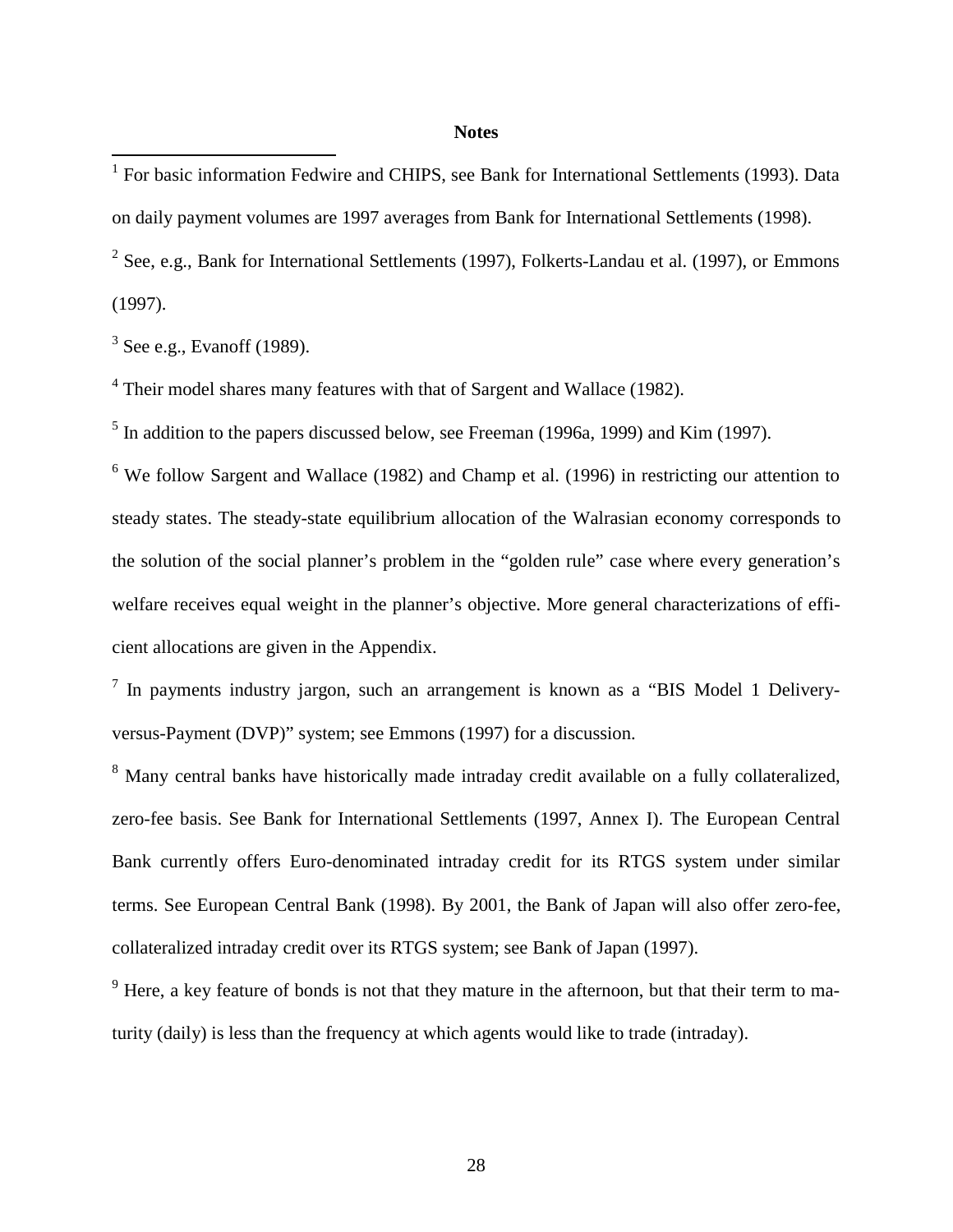## Notes

[1] For basic information Fedwire and CHIPS, see Bank for International Settlements (1993). Data on daily payment volumes are 1997 averages from Bank for International Settlements (1998).

[2] See, e.g., Bank for International Settlements (1997), Folkerts-Landau et al. (1997), or Emmons (1997).

[3] See e.g., Evanoff (1989).

[4] Their model shares many features with that of Sargent and Wallace (1982).

[5] In addition to the papers discussed below, see Freeman (1996a, 1999) and Kim (1997).

[6] We follow Sargent and Wallace (1982) and Champ et al. (1996) in restricting our attention to steady states. The steady-state equilibrium allocation of the Walrasian economy corresponds to the solution of the social planner's problem in the "golden rule" case where every generation's welfare receives equal weight in the planner's objective. More general characterizations of efficient allocations are given in the Appendix.

[7] In payments industry jargon, such an arrangement is known as a "BIS Model 1 Delivery-versus-Payment (DVP)" system; see Emmons (1997) for a discussion.

[8] Many central banks have historically made intraday credit available on a fully collateralized, zero-fee basis. See Bank for International Settlements (1997, Annex I). The European Central Bank currently offers Euro-denominated intraday credit for its RTGS system under similar terms. See European Central Bank (1998). By 2001, the Bank of Japan will also offer zero-fee, collateralized intraday credit over its RTGS system; see Bank of Japan (1997).

[9] Here, a key feature of bonds is not that they mature in the afternoon, but that their term to maturity (daily) is less than the frequency at which agents would like to trade (intraday).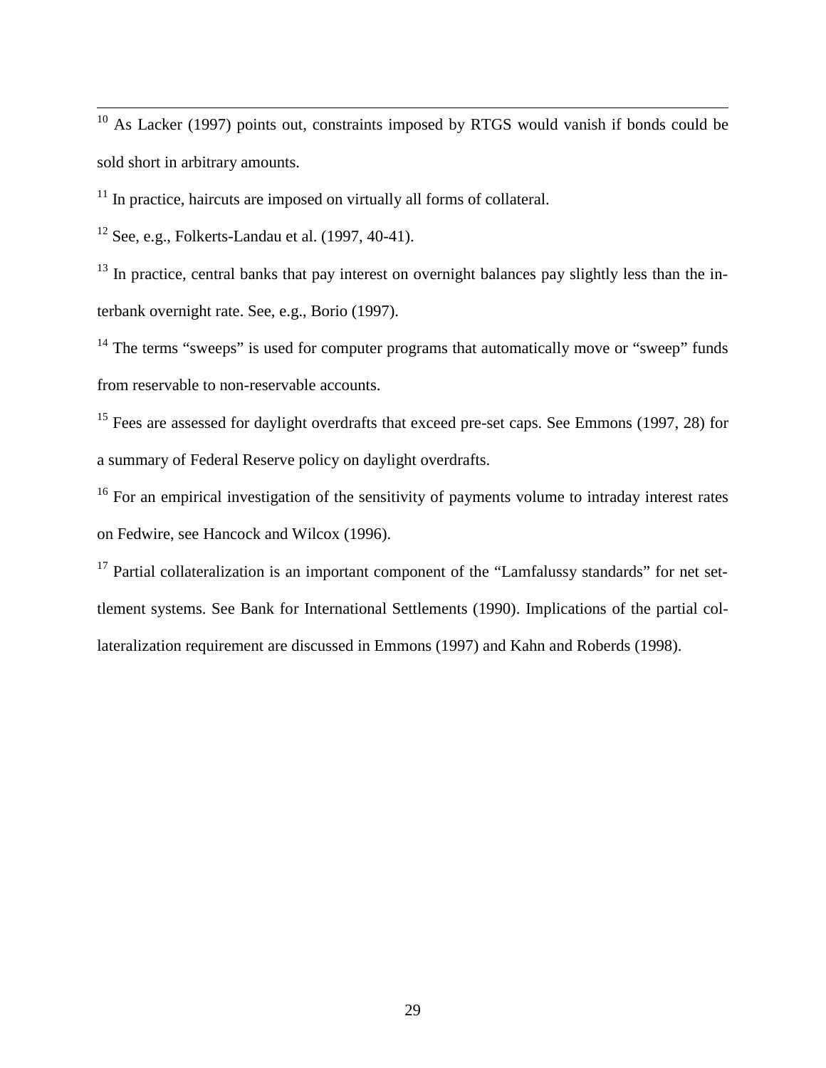[10] As Lacker (1997) points out, constraints imposed by RTGS would vanish if bonds could be sold short in arbitrary amounts.

[11] In practice, haircuts are imposed on virtually all forms of collateral.

[12] See, e.g., Folkerts-Landau et al. (1997, 40-41).

[13] In practice, central banks that pay interest on overnight balances pay slightly less than the interbank overnight rate. See, e.g., Borio (1997).

[14] The terms "sweeps" is used for computer programs that automatically move or "sweep" funds from reservable to non-reservable accounts.

[15] Fees are assessed for daylight overdrafts that exceed pre-set caps. See Emmons (1997, 28) for a summary of Federal Reserve policy on daylight overdrafts.

[16] For an empirical investigation of the sensitivity of payments volume to intraday interest rates on Fedwire, see Hancock and Wilcox (1996).

[17] Partial collateralization is an important component of the "Lamfalussy standards" for net settlement systems. See Bank for International Settlements (1990). Implications of the partial collateralization requirement are discussed in Emmons (1997) and Kahn and Roberds (1998).